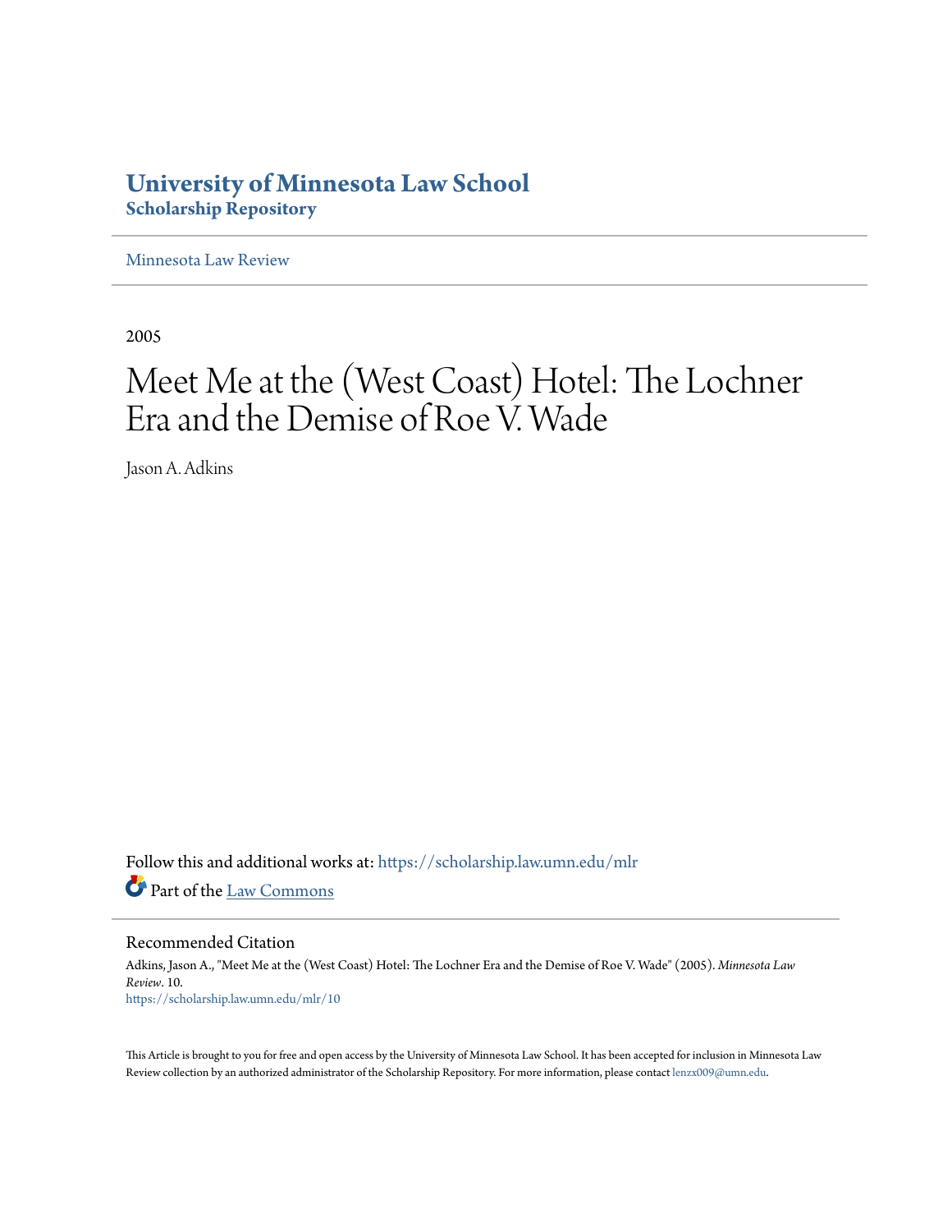# University of Minnesota Law School
## Scholarship Repository

Minnesota Law Review

2005

# Meet Me at the (West Coast) Hotel: The Lochner Era and the Demise of Roe V. Wade

Jason A. Adkins

Follow this and additional works at: https://scholarship.law.umn.edu/mlr

Part of the Law Commons

### Recommended Citation

Adkins, Jason A., "Meet Me at the (West Coast) Hotel: The Lochner Era and the Demise of Roe V. Wade" (2005). *Minnesota Law Review*. 10.
https://scholarship.law.umn.edu/mlr/10

This Article is brought to you for free and open access by the University of Minnesota Law School. It has been accepted for inclusion in Minnesota Law Review collection by an authorized administrator of the Scholarship Repository. For more information, please contact lenzx009@umn.edu.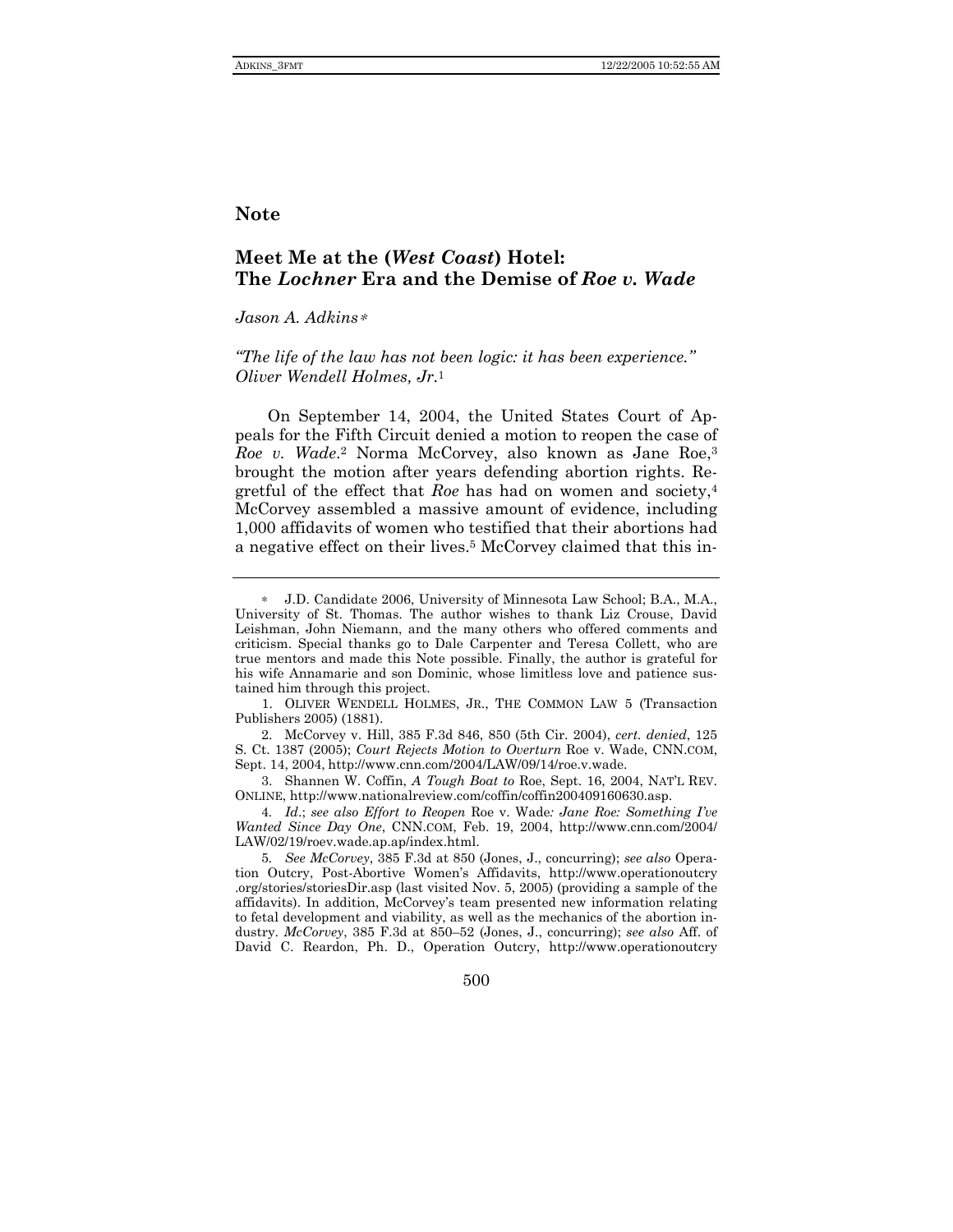**Note**

## Meet Me at the (*West Coast*) Hotel: The *Lochner* Era and the Demise of *Roe v. Wade*

*Jason A. Adkins*[∗]

*"The life of the law has not been logic: it has been experience." Oliver Wendell Holmes, Jr.*[1]

On September 14, 2004, the United States Court of Appeals for the Fifth Circuit denied a motion to reopen the case of *Roe v. Wade*.[2] Norma McCorvey, also known as Jane Roe,[3] brought the motion after years defending abortion rights. Regretful of the effect that *Roe* has had on women and society,[4] McCorvey assembled a massive amount of evidence, including 1,000 affidavits of women who testified that their abortions had a negative effect on their lives.[5] McCorvey claimed that this in-

---

∗ J.D. Candidate 2006, University of Minnesota Law School; B.A., M.A., University of St. Thomas. The author wishes to thank Liz Crouse, David Leishman, John Niemann, and the many others who offered comments and criticism. Special thanks go to Dale Carpenter and Teresa Collett, who are true mentors and made this Note possible. Finally, the author is grateful for his wife Annamarie and son Dominic, whose limitless love and patience sustained him through this project.

1. OLIVER WENDELL HOLMES, JR., THE COMMON LAW 5 (Transaction Publishers 2005) (1881).

2. McCorvey v. Hill, 385 F.3d 846, 850 (5th Cir. 2004), *cert. denied*, 125 S. Ct. 1387 (2005); *Court Rejects Motion to Overturn* Roe v. Wade, CNN.COM, Sept. 14, 2004, http://www.cnn.com/2004/LAW/09/14/roe.v.wade.

3. Shannen W. Coffin, *A Tough Boat to* Roe, Sept. 16, 2004, NAT'L REV. ONLINE, http://www.nationalreview.com/coffin/coffin200409160630.asp.

4. *Id*.; *see also Effort to Reopen* Roe v. Wade*: Jane Roe: Something I've Wanted Since Day One*, CNN.COM, Feb. 19, 2004, http://www.cnn.com/2004/LAW/02/19/roev.wade.ap.ap/index.html.

5. *See McCorvey*, 385 F.3d at 850 (Jones, J., concurring); *see also* Operation Outcry, Post-Abortive Women's Affidavits, http://www.operationoutcry.org/stories/storiesDir.asp (last visited Nov. 5, 2005) (providing a sample of the affidavits). In addition, McCorvey's team presented new information relating to fetal development and viability, as well as the mechanics of the abortion industry. *McCorvey*, 385 F.3d at 850–52 (Jones, J., concurring); *see also* Aff. of David C. Reardon, Ph. D., Operation Outcry, http://www.operationoutcry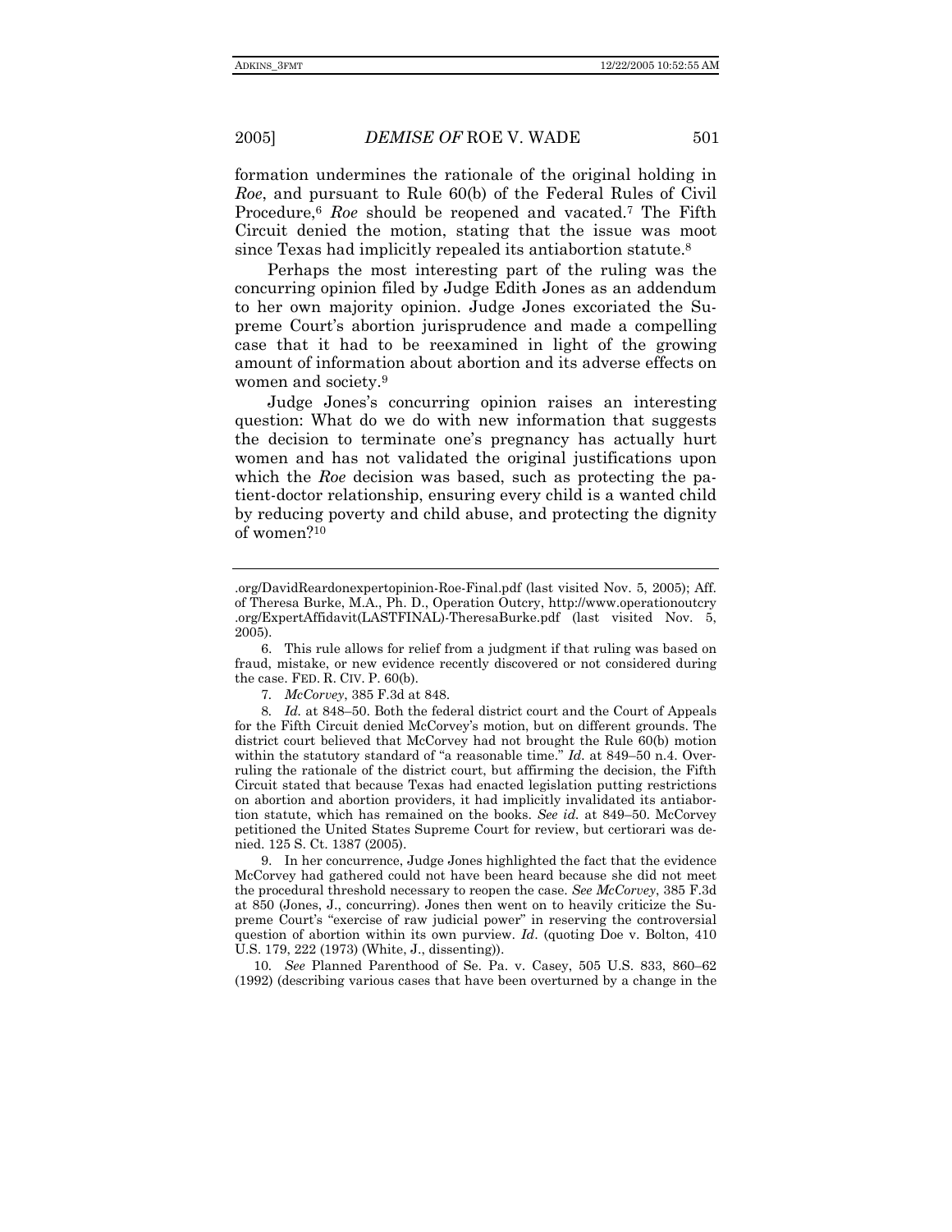formation undermines the rationale of the original holding in *Roe*, and pursuant to Rule 60(b) of the Federal Rules of Civil Procedure,[6] *Roe* should be reopened and vacated.[7] The Fifth Circuit denied the motion, stating that the issue was moot since Texas had implicitly repealed its antiabortion statute.[8]

Perhaps the most interesting part of the ruling was the concurring opinion filed by Judge Edith Jones as an addendum to her own majority opinion. Judge Jones excoriated the Supreme Court's abortion jurisprudence and made a compelling case that it had to be reexamined in light of the growing amount of information about abortion and its adverse effects on women and society.[9]

Judge Jones's concurring opinion raises an interesting question: What do we do with new information that suggests the decision to terminate one's pregnancy has actually hurt women and has not validated the original justifications upon which the *Roe* decision was based, such as protecting the patient-doctor relationship, ensuring every child is a wanted child by reducing poverty and child abuse, and protecting the dignity of women?[10]

---

.org/DavidReardonexpertopinion-Roe-Final.pdf (last visited Nov. 5, 2005); Aff. of Theresa Burke, M.A., Ph. D., Operation Outcry, http://www.operationoutcry.org/ExpertAffidavit(LASTFINAL)-TheresaBurke.pdf (last visited Nov. 5, 2005).

6. This rule allows for relief from a judgment if that ruling was based on fraud, mistake, or new evidence recently discovered or not considered during the case. FED. R. CIV. P. 60(b).

7. *McCorvey*, 385 F.3d at 848.

8. *Id.* at 848–50. Both the federal district court and the Court of Appeals for the Fifth Circuit denied McCorvey's motion, but on different grounds. The district court believed that McCorvey had not brought the Rule 60(b) motion within the statutory standard of "a reasonable time." *Id.* at 849–50 n.4. Overruling the rationale of the district court, but affirming the decision, the Fifth Circuit stated that because Texas had enacted legislation putting restrictions on abortion and abortion providers, it had implicitly invalidated its antiabortion statute, which has remained on the books. *See id.* at 849–50. McCorvey petitioned the United States Supreme Court for review, but certiorari was denied. 125 S. Ct. 1387 (2005).

9. In her concurrence, Judge Jones highlighted the fact that the evidence McCorvey had gathered could not have been heard because she did not meet the procedural threshold necessary to reopen the case. *See McCorvey*, 385 F.3d at 850 (Jones, J., concurring). Jones then went on to heavily criticize the Supreme Court's "exercise of raw judicial power" in reserving the controversial question of abortion within its own purview. *Id*. (quoting Doe v. Bolton, 410 U.S. 179, 222 (1973) (White, J., dissenting)).

10. *See* Planned Parenthood of Se. Pa. v. Casey, 505 U.S. 833, 860–62 (1992) (describing various cases that have been overturned by a change in the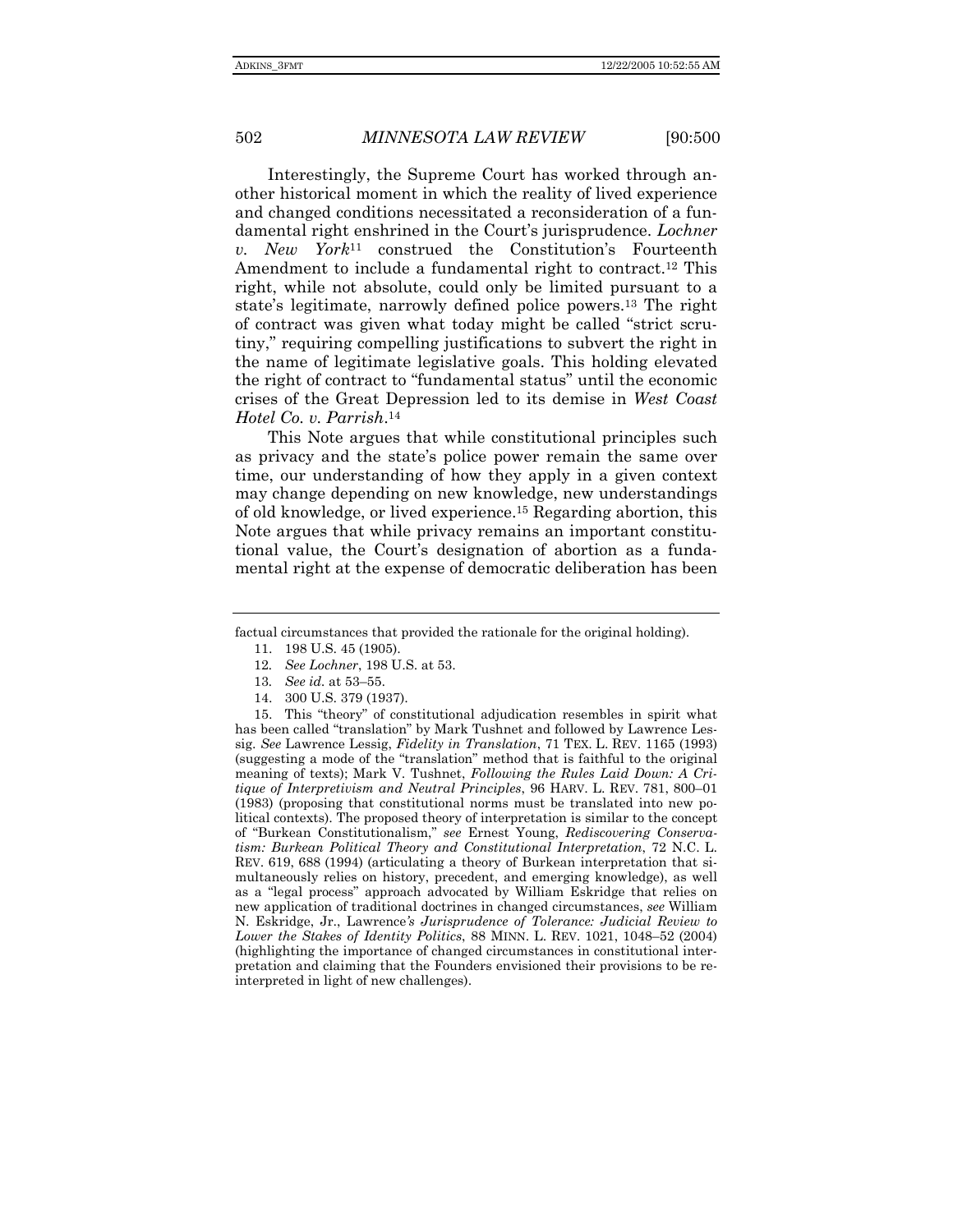Interestingly, the Supreme Court has worked through another historical moment in which the reality of lived experience and changed conditions necessitated a reconsideration of a fundamental right enshrined in the Court's jurisprudence. *Lochner v. New York*[11] construed the Constitution's Fourteenth Amendment to include a fundamental right to contract.[12] This right, while not absolute, could only be limited pursuant to a state's legitimate, narrowly defined police powers.[13] The right of contract was given what today might be called "strict scrutiny," requiring compelling justifications to subvert the right in the name of legitimate legislative goals. This holding elevated the right of contract to "fundamental status" until the economic crises of the Great Depression led to its demise in *West Coast Hotel Co. v. Parrish*.[14]

This Note argues that while constitutional principles such as privacy and the state's police power remain the same over time, our understanding of how they apply in a given context may change depending on new knowledge, new understandings of old knowledge, or lived experience.[15] Regarding abortion, this Note argues that while privacy remains an important constitutional value, the Court's designation of abortion as a fundamental right at the expense of democratic deliberation has been

---

factual circumstances that provided the rationale for the original holding).

11. 198 U.S. 45 (1905).

12. *See Lochner*, 198 U.S. at 53.

13. *See id.* at 53–55.

14. 300 U.S. 379 (1937).

15. This "theory" of constitutional adjudication resembles in spirit what has been called "translation" by Mark Tushnet and followed by Lawrence Lessig. *See* Lawrence Lessig, *Fidelity in Translation*, 71 TEX. L. REV. 1165 (1993) (suggesting a mode of the "translation" method that is faithful to the original meaning of texts); Mark V. Tushnet, *Following the Rules Laid Down: A Critique of Interpretivism and Neutral Principles*, 96 HARV. L. REV. 781, 800–01 (1983) (proposing that constitutional norms must be translated into new political contexts). The proposed theory of interpretation is similar to the concept of "Burkean Constitutionalism," *see* Ernest Young, *Rediscovering Conservatism: Burkean Political Theory and Constitutional Interpretation*, 72 N.C. L. REV. 619, 688 (1994) (articulating a theory of Burkean interpretation that simultaneously relies on history, precedent, and emerging knowledge), as well as a "legal process" approach advocated by William Eskridge that relies on new application of traditional doctrines in changed circumstances, *see* William N. Eskridge, Jr., *Lawrence's Jurisprudence of Tolerance: Judicial Review to Lower the Stakes of Identity Politics*, 88 MINN. L. REV. 1021, 1048–52 (2004) (highlighting the importance of changed circumstances in constitutional interpretation and claiming that the Founders envisioned their provisions to be reinterpreted in light of new challenges).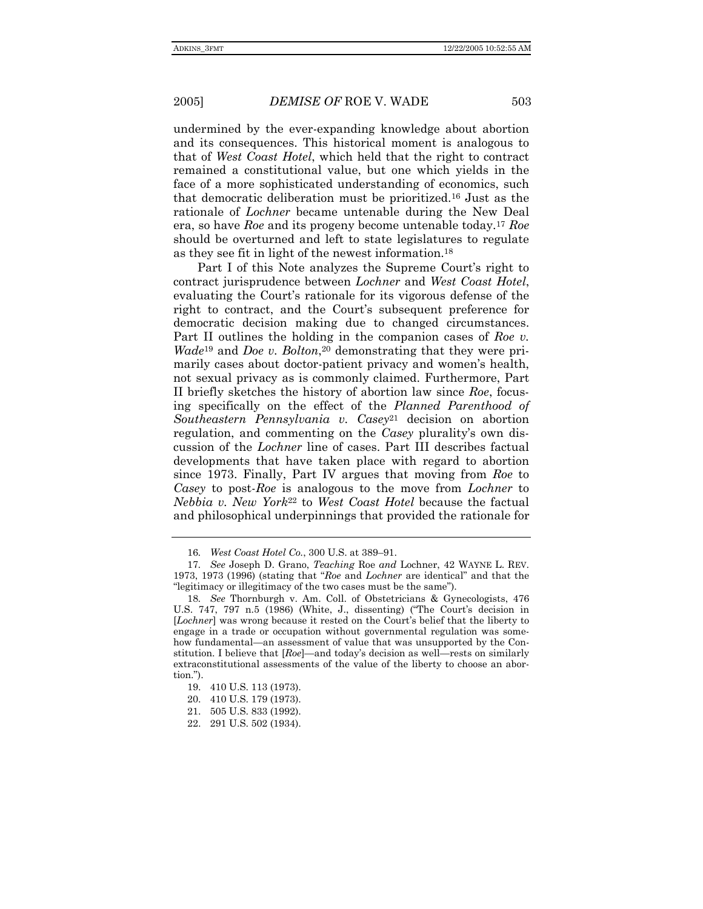undermined by the ever-expanding knowledge about abortion and its consequences. This historical moment is analogous to that of *West Coast Hotel*, which held that the right to contract remained a constitutional value, but one which yields in the face of a more sophisticated understanding of economics, such that democratic deliberation must be prioritized.[16] Just as the rationale of *Lochner* became untenable during the New Deal era, so have *Roe* and its progeny become untenable today.[17] *Roe* should be overturned and left to state legislatures to regulate as they see fit in light of the newest information.[18]

Part I of this Note analyzes the Supreme Court's right to contract jurisprudence between *Lochner* and *West Coast Hotel*, evaluating the Court's rationale for its vigorous defense of the right to contract, and the Court's subsequent preference for democratic decision making due to changed circumstances. Part II outlines the holding in the companion cases of *Roe v. Wade*[19] and *Doe v. Bolton*,[20] demonstrating that they were primarily cases about doctor-patient privacy and women's health, not sexual privacy as is commonly claimed. Furthermore, Part II briefly sketches the history of abortion law since *Roe*, focusing specifically on the effect of the *Planned Parenthood of Southeastern Pennsylvania v. Casey*[21] decision on abortion regulation, and commenting on the *Casey* plurality's own discussion of the *Lochner* line of cases. Part III describes factual developments that have taken place with regard to abortion since 1973. Finally, Part IV argues that moving from *Roe* to *Casey* to post-*Roe* is analogous to the move from *Lochner* to *Nebbia v. New York*[22] to *West Coast Hotel* because the factual and philosophical underpinnings that provided the rationale for

---

16. *West Coast Hotel Co.*, 300 U.S. at 389–91.

17. *See* Joseph D. Grano, *Teaching* Roe *and* Lochner, 42 WAYNE L. REV. 1973, 1973 (1996) (stating that "*Roe* and *Lochner* are identical" and that the "legitimacy or illegitimacy of the two cases must be the same").

18. *See* Thornburgh v. Am. Coll. of Obstetricians & Gynecologists, 476 U.S. 747, 797 n.5 (1986) (White, J., dissenting) ("The Court's decision in [*Lochner*] was wrong because it rested on the Court's belief that the liberty to engage in a trade or occupation without governmental regulation was somehow fundamental—an assessment of value that was unsupported by the Constitution. I believe that [*Roe*]—and today's decision as well—rests on similarly extraconstitutional assessments of the value of the liberty to choose an abortion.").

19. 410 U.S. 113 (1973).

20. 410 U.S. 179 (1973).

21. 505 U.S. 833 (1992).

22. 291 U.S. 502 (1934).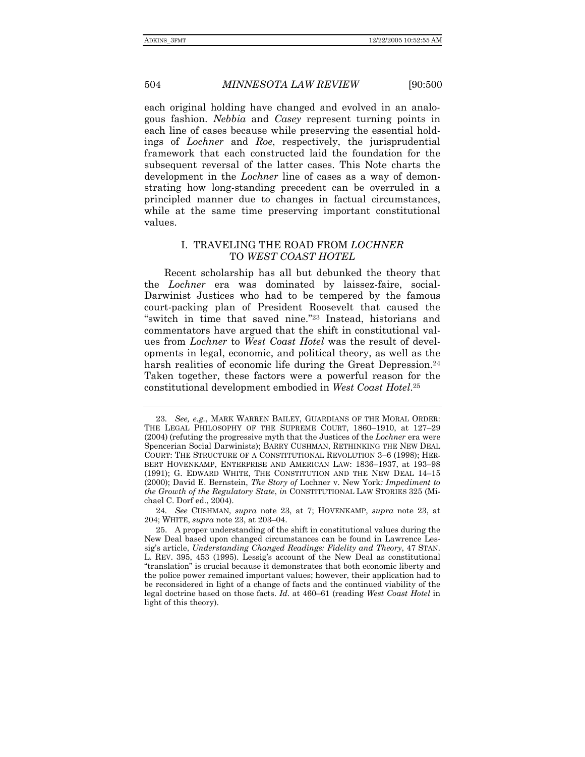each original holding have changed and evolved in an analogous fashion. *Nebbia* and *Casey* represent turning points in each line of cases because while preserving the essential holdings of *Lochner* and *Roe*, respectively, the jurisprudential framework that each constructed laid the foundation for the subsequent reversal of the latter cases. This Note charts the development in the *Lochner* line of cases as a way of demonstrating how long-standing precedent can be overruled in a principled manner due to changes in factual circumstances, while at the same time preserving important constitutional values.

## I. TRAVELING THE ROAD FROM *LOCHNER* TO *WEST COAST HOTEL*

Recent scholarship has all but debunked the theory that the *Lochner* era was dominated by laissez-faire, social-Darwinist Justices who had to be tempered by the famous court-packing plan of President Roosevelt that caused the "switch in time that saved nine."[23] Instead, historians and commentators have argued that the shift in constitutional values from *Lochner* to *West Coast Hotel* was the result of developments in legal, economic, and political theory, as well as the harsh realities of economic life during the Great Depression.[24] Taken together, these factors were a powerful reason for the constitutional development embodied in *West Coast Hotel*.[25]

---

23. *See, e.g.*, MARK WARREN BAILEY, GUARDIANS OF THE MORAL ORDER: THE LEGAL PHILOSOPHY OF THE SUPREME COURT, 1860–1910, at 127–29 (2004) (refuting the progressive myth that the Justices of the *Lochner* era were Spencerian Social Darwinists); BARRY CUSHMAN, RETHINKING THE NEW DEAL COURT: THE STRUCTURE OF A CONSTITUTIONAL REVOLUTION 3–6 (1998); HERBERT HOVENKAMP, ENTERPRISE AND AMERICAN LAW: 1836–1937, at 193–98 (1991); G. EDWARD WHITE, THE CONSTITUTION AND THE NEW DEAL 14–15 (2000); David E. Bernstein, *The Story of* Lochner v. New York*: Impediment to the Growth of the Regulatory State*, *in* CONSTITUTIONAL LAW STORIES 325 (Michael C. Dorf ed., 2004).

24. *See* CUSHMAN, *supra* note 23, at 7; HOVENKAMP, *supra* note 23, at 204; WHITE, *supra* note 23, at 203–04.

25. A proper understanding of the shift in constitutional values during the New Deal based upon changed circumstances can be found in Lawrence Lessig's article, *Understanding Changed Readings: Fidelity and Theory*, 47 STAN. L. REV. 395, 453 (1995). Lessig's account of the New Deal as constitutional "translation" is crucial because it demonstrates that both economic liberty and the police power remained important values; however, their application had to be reconsidered in light of a change of facts and the continued viability of the legal doctrine based on those facts. *Id.* at 460–61 (reading *West Coast Hotel* in light of this theory).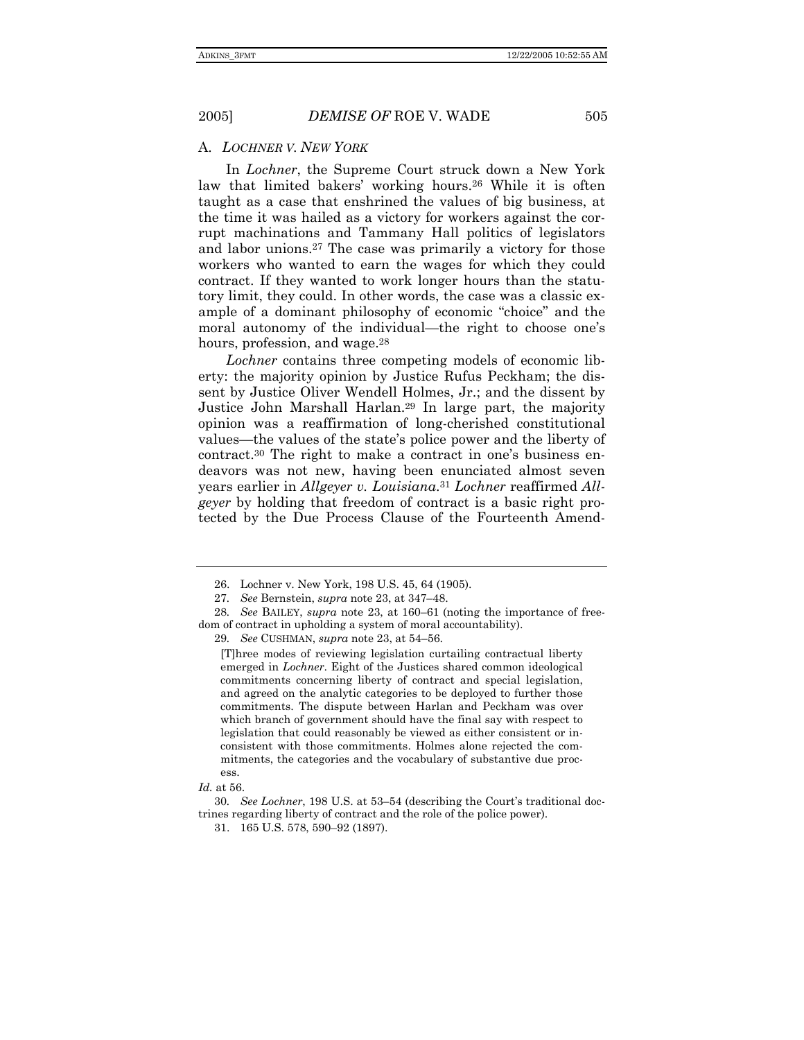### A. *LOCHNER V. NEW YORK*

In *Lochner*, the Supreme Court struck down a New York law that limited bakers' working hours.[26] While it is often taught as a case that enshrined the values of big business, at the time it was hailed as a victory for workers against the corrupt machinations and Tammany Hall politics of legislators and labor unions.[27] The case was primarily a victory for those workers who wanted to earn the wages for which they could contract. If they wanted to work longer hours than the statutory limit, they could. In other words, the case was a classic example of a dominant philosophy of economic "choice" and the moral autonomy of the individual—the right to choose one's hours, profession, and wage.[28]

*Lochner* contains three competing models of economic liberty: the majority opinion by Justice Rufus Peckham; the dissent by Justice Oliver Wendell Holmes, Jr.; and the dissent by Justice John Marshall Harlan.[29] In large part, the majority opinion was a reaffirmation of long-cherished constitutional values—the values of the state's police power and the liberty of contract.[30] The right to make a contract in one's business endeavors was not new, having been enunciated almost seven years earlier in *Allgeyer v. Louisiana*.[31] *Lochner* reaffirmed *Allgeyer* by holding that freedom of contract is a basic right protected by the Due Process Clause of the Fourteenth Amend-

---

26. Lochner v. New York, 198 U.S. 45, 64 (1905).

27. *See* Bernstein, *supra* note 23, at 347–48.

28. *See* BAILEY, *supra* note 23, at 160–61 (noting the importance of freedom of contract in upholding a system of moral accountability).

29. *See* CUSHMAN, *supra* note 23, at 54–56.

> [T]hree modes of reviewing legislation curtailing contractual liberty emerged in *Lochner*. Eight of the Justices shared common ideological commitments concerning liberty of contract and special legislation, and agreed on the analytic categories to be deployed to further those commitments. The dispute between Harlan and Peckham was over which branch of government should have the final say with respect to legislation that could reasonably be viewed as either consistent or inconsistent with those commitments. Holmes alone rejected the commitments, the categories and the vocabulary of substantive due process.

*Id.* at 56.

30. *See Lochner*, 198 U.S. at 53–54 (describing the Court's traditional doctrines regarding liberty of contract and the role of the police power).

31. 165 U.S. 578, 590–92 (1897).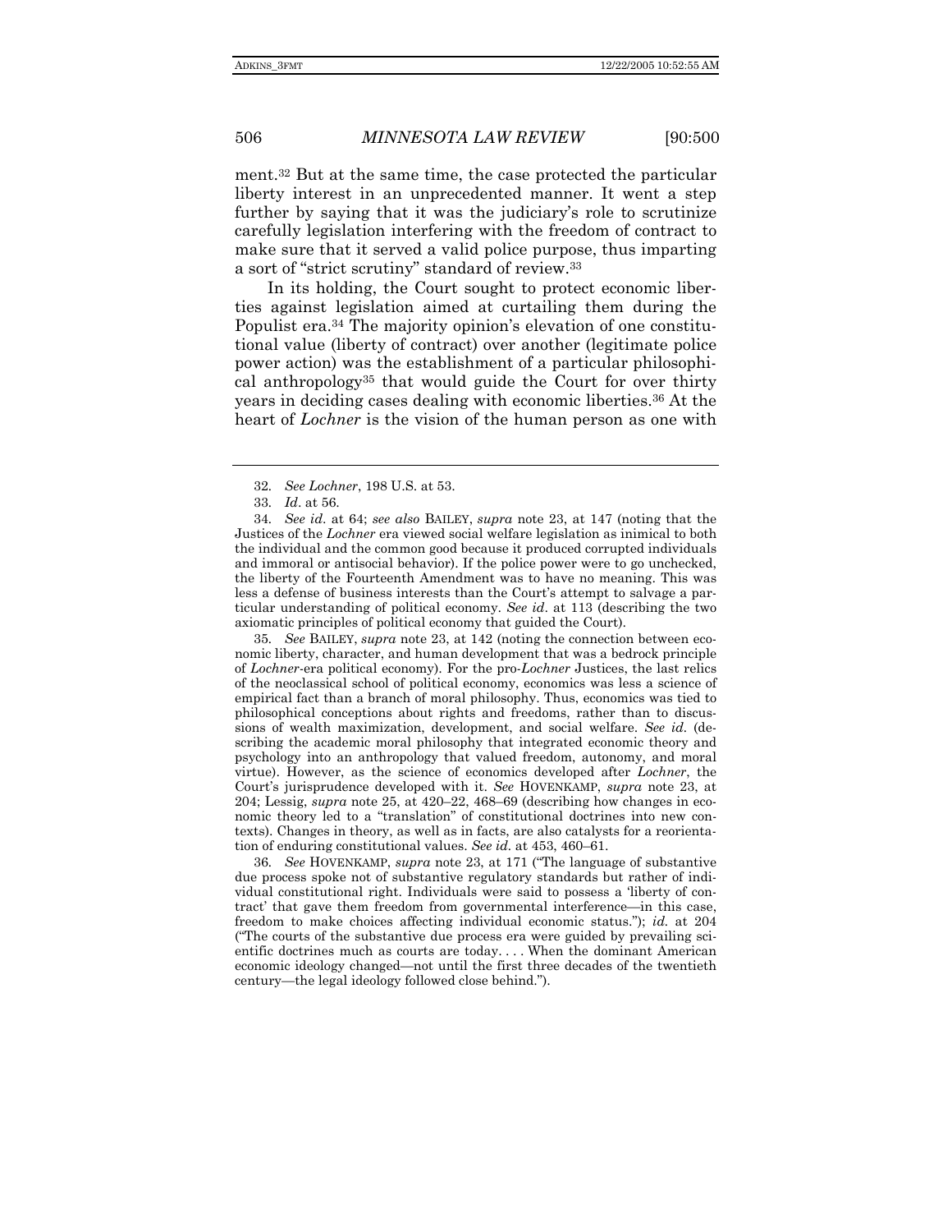ment.[32] But at the same time, the case protected the particular liberty interest in an unprecedented manner. It went a step further by saying that it was the judiciary's role to scrutinize carefully legislation interfering with the freedom of contract to make sure that it served a valid police purpose, thus imparting a sort of "strict scrutiny" standard of review.[33]

In its holding, the Court sought to protect economic liberties against legislation aimed at curtailing them during the Populist era.[34] The majority opinion's elevation of one constitutional value (liberty of contract) over another (legitimate police power action) was the establishment of a particular philosophical anthropology[35] that would guide the Court for over thirty years in deciding cases dealing with economic liberties.[36] At the heart of *Lochner* is the vision of the human person as one with

---

32. *See Lochner*, 198 U.S. at 53.

33. *Id*. at 56.

34. *See id*. at 64; *see also* BAILEY, *supra* note 23, at 147 (noting that the Justices of the *Lochner* era viewed social welfare legislation as inimical to both the individual and the common good because it produced corrupted individuals and immoral or antisocial behavior). If the police power were to go unchecked, the liberty of the Fourteenth Amendment was to have no meaning. This was less a defense of business interests than the Court's attempt to salvage a particular understanding of political economy. *See id*. at 113 (describing the two axiomatic principles of political economy that guided the Court).

35. *See* BAILEY, *supra* note 23, at 142 (noting the connection between economic liberty, character, and human development that was a bedrock principle of *Lochner*-era political economy). For the pro-*Lochner* Justices, the last relics of the neoclassical school of political economy, economics was less a science of empirical fact than a branch of moral philosophy. Thus, economics was tied to philosophical conceptions about rights and freedoms, rather than to discussions of wealth maximization, development, and social welfare. *See id*. (describing the academic moral philosophy that integrated economic theory and psychology into an anthropology that valued freedom, autonomy, and moral virtue). However, as the science of economics developed after *Lochner*, the Court's jurisprudence developed with it. *See* HOVENKAMP, *supra* note 23, at 204; Lessig, *supra* note 25, at 420–22, 468–69 (describing how changes in economic theory led to a "translation" of constitutional doctrines into new contexts). Changes in theory, as well as in facts, are also catalysts for a reorientation of enduring constitutional values. *See id.* at 453, 460–61.

36. *See* HOVENKAMP, *supra* note 23, at 171 ("The language of substantive due process spoke not of substantive regulatory standards but rather of individual constitutional right. Individuals were said to possess a 'liberty of contract' that gave them freedom from governmental interference—in this case, freedom to make choices affecting individual economic status."); *id.* at 204 ("The courts of the substantive due process era were guided by prevailing scientific doctrines much as courts are today. . . . When the dominant American economic ideology changed—not until the first three decades of the twentieth century—the legal ideology followed close behind.").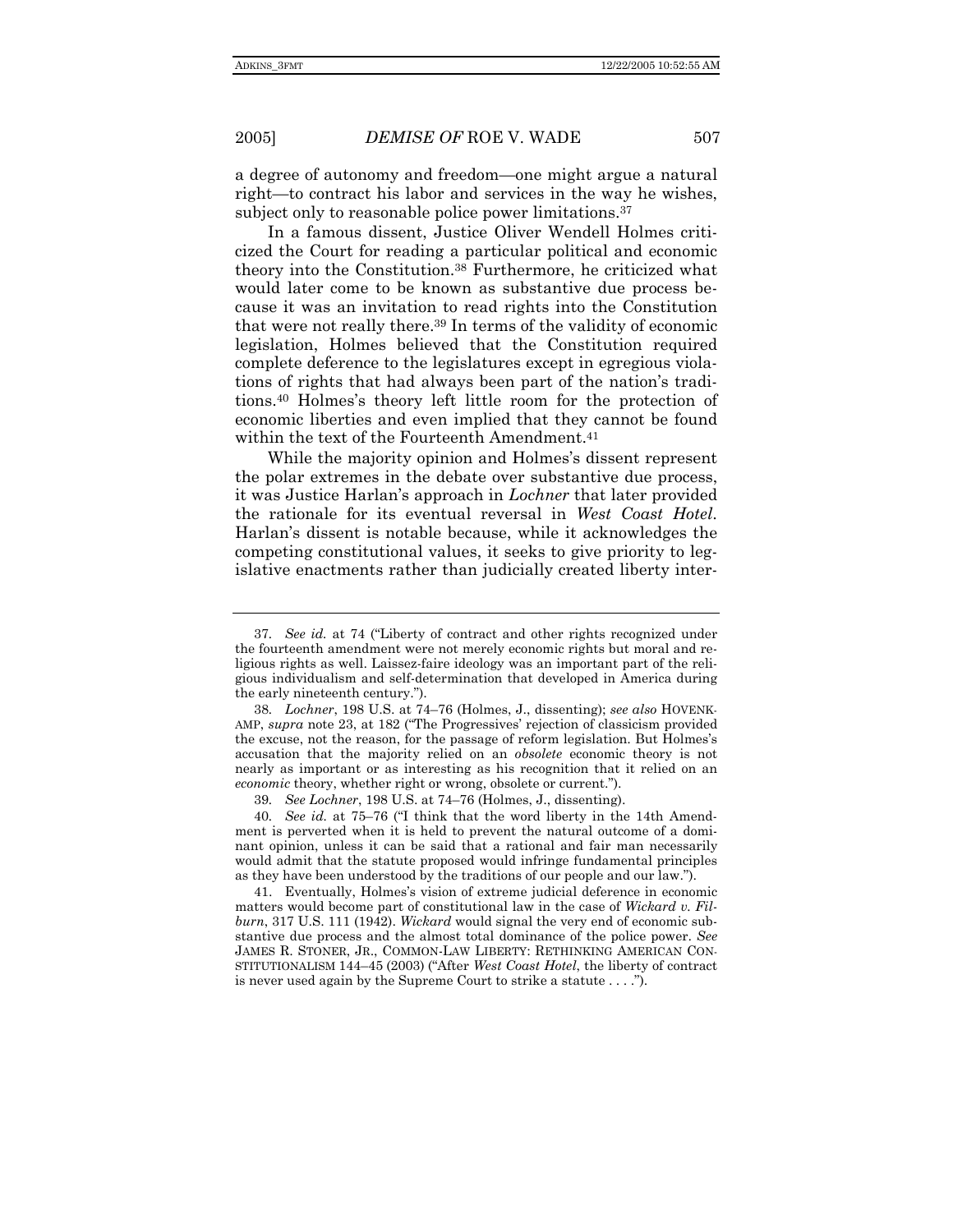a degree of autonomy and freedom—one might argue a natural right—to contract his labor and services in the way he wishes, subject only to reasonable police power limitations.[37]

In a famous dissent, Justice Oliver Wendell Holmes criticized the Court for reading a particular political and economic theory into the Constitution.[38] Furthermore, he criticized what would later come to be known as substantive due process because it was an invitation to read rights into the Constitution that were not really there.[39] In terms of the validity of economic legislation, Holmes believed that the Constitution required complete deference to the legislatures except in egregious violations of rights that had always been part of the nation's traditions.[40] Holmes's theory left little room for the protection of economic liberties and even implied that they cannot be found within the text of the Fourteenth Amendment.[41]

While the majority opinion and Holmes's dissent represent the polar extremes in the debate over substantive due process, it was Justice Harlan's approach in *Lochner* that later provided the rationale for its eventual reversal in *West Coast Hotel*. Harlan's dissent is notable because, while it acknowledges the competing constitutional values, it seeks to give priority to legislative enactments rather than judicially created liberty inter-

---

37. *See id.* at 74 ("Liberty of contract and other rights recognized under the fourteenth amendment were not merely economic rights but moral and religious rights as well. Laissez-faire ideology was an important part of the religious individualism and self-determination that developed in America during the early nineteenth century.").

38. *Lochner*, 198 U.S. at 74–76 (Holmes, J., dissenting); *see also* HOVENKAMP, *supra* note 23, at 182 ("The Progressives' rejection of classicism provided the excuse, not the reason, for the passage of reform legislation. But Holmes's accusation that the majority relied on an *obsolete* economic theory is not nearly as important or as interesting as his recognition that it relied on an *economic* theory, whether right or wrong, obsolete or current.").

39. *See Lochner*, 198 U.S. at 74–76 (Holmes, J., dissenting).

40. *See id.* at 75–76 ("I think that the word liberty in the 14th Amendment is perverted when it is held to prevent the natural outcome of a dominant opinion, unless it can be said that a rational and fair man necessarily would admit that the statute proposed would infringe fundamental principles as they have been understood by the traditions of our people and our law.").

41. Eventually, Holmes's vision of extreme judicial deference in economic matters would become part of constitutional law in the case of *Wickard v. Filburn*, 317 U.S. 111 (1942). *Wickard* would signal the very end of economic substantive due process and the almost total dominance of the police power. *See* JAMES R. STONER, JR., COMMON-LAW LIBERTY: RETHINKING AMERICAN CONSTITUTIONALISM 144–45 (2003) ("After *West Coast Hotel*, the liberty of contract is never used again by the Supreme Court to strike a statute . . . .").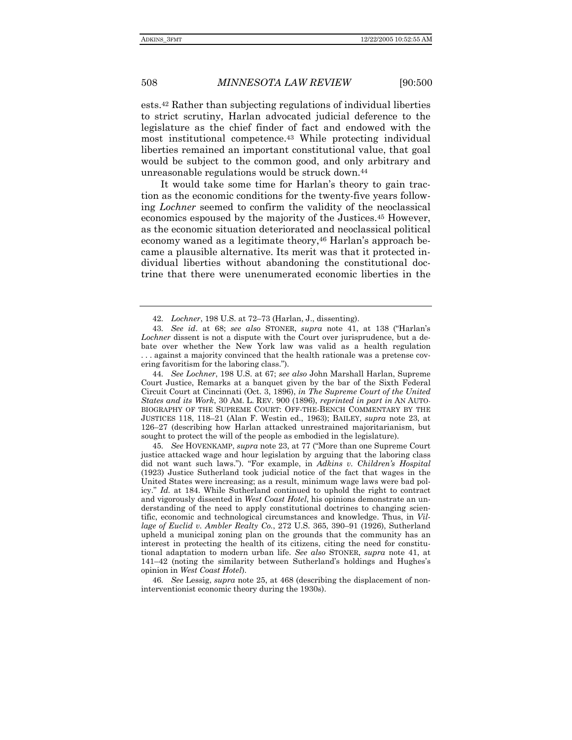ests.[42] Rather than subjecting regulations of individual liberties to strict scrutiny, Harlan advocated judicial deference to the legislature as the chief finder of fact and endowed with the most institutional competence.[43] While protecting individual liberties remained an important constitutional value, that goal would be subject to the common good, and only arbitrary and unreasonable regulations would be struck down.[44]

It would take some time for Harlan's theory to gain traction as the economic conditions for the twenty-five years following *Lochner* seemed to confirm the validity of the neoclassical economics espoused by the majority of the Justices.[45] However, as the economic situation deteriorated and neoclassical political economy waned as a legitimate theory,[46] Harlan's approach became a plausible alternative. Its merit was that it protected individual liberties without abandoning the constitutional doctrine that there were unenumerated economic liberties in the

---

42. *Lochner*, 198 U.S. at 72–73 (Harlan, J., dissenting).

43. *See id*. at 68; *see also* STONER, *supra* note 41, at 138 ("Harlan's *Lochner* dissent is not a dispute with the Court over jurisprudence, but a debate over whether the New York law was valid as a health regulation . . . against a majority convinced that the health rationale was a pretense covering favoritism for the laboring class.").

44. *See Lochner*, 198 U.S. at 67; *see also* John Marshall Harlan, Supreme Court Justice, Remarks at a banquet given by the bar of the Sixth Federal Circuit Court at Cincinnati (Oct. 3, 1896), *in The Supreme Court of the United States and its Work*, 30 AM. L. REV. 900 (1896), *reprinted in part in* AN AUTOBIOGRAPHY OF THE SUPREME COURT: OFF-THE-BENCH COMMENTARY BY THE JUSTICES 118, 118–21 (Alan F. Westin ed., 1963); BAILEY, *supra* note 23, at 126–27 (describing how Harlan attacked unrestrained majoritarianism, but sought to protect the will of the people as embodied in the legislature).

45. *See* HOVENKAMP, *supra* note 23, at 77 ("More than one Supreme Court justice attacked wage and hour legislation by arguing that the laboring class did not want such laws."). "For example, in *Adkins v. Children's Hospital* (1923) Justice Sutherland took judicial notice of the fact that wages in the United States were increasing; as a result, minimum wage laws were bad policy." *Id.* at 184. While Sutherland continued to uphold the right to contract and vigorously dissented in *West Coast Hotel*, his opinions demonstrate an understanding of the need to apply constitutional doctrines to changing scientific, economic and technological circumstances and knowledge. Thus, in *Village of Euclid v. Ambler Realty Co.*, 272 U.S. 365, 390–91 (1926), Sutherland upheld a municipal zoning plan on the grounds that the community has an interest in protecting the health of its citizens, citing the need for constitutional adaptation to modern urban life. *See also* STONER, *supra* note 41, at 141–42 (noting the similarity between Sutherland's holdings and Hughes's opinion in *West Coast Hotel*).

46. *See* Lessig, *supra* note 25, at 468 (describing the displacement of noninterventionist economic theory during the 1930s).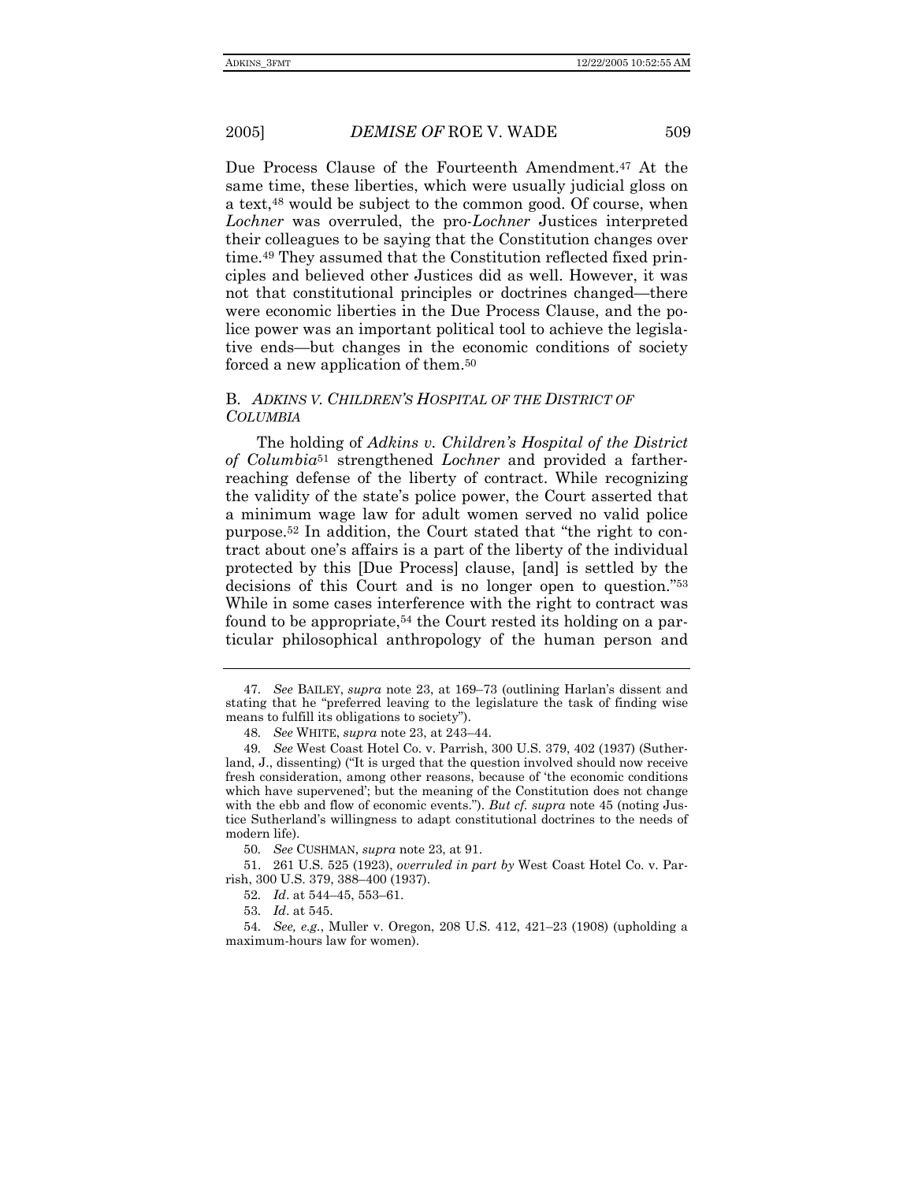Due Process Clause of the Fourteenth Amendment.[47] At the same time, these liberties, which were usually judicial gloss on a text,[48] would be subject to the common good. Of course, when *Lochner* was overruled, the pro-*Lochner* Justices interpreted their colleagues to be saying that the Constitution changes over time.[49] They assumed that the Constitution reflected fixed principles and believed other Justices did as well. However, it was not that constitutional principles or doctrines changed—there were economic liberties in the Due Process Clause, and the police power was an important political tool to achieve the legislative ends—but changes in the economic conditions of society forced a new application of them.[50]

### B. *ADKINS V. CHILDREN'S HOSPITAL OF THE DISTRICT OF COLUMBIA*

The holding of *Adkins v. Children's Hospital of the District of Columbia*[51] strengthened *Lochner* and provided a farther-reaching defense of the liberty of contract. While recognizing the validity of the state's police power, the Court asserted that a minimum wage law for adult women served no valid police purpose.[52] In addition, the Court stated that "the right to contract about one's affairs is a part of the liberty of the individual protected by this [Due Process] clause, [and] is settled by the decisions of this Court and is no longer open to question."[53] While in some cases interference with the right to contract was found to be appropriate,[54] the Court rested its holding on a particular philosophical anthropology of the human person and

---

47. *See* BAILEY, *supra* note 23, at 169–73 (outlining Harlan's dissent and stating that he "preferred leaving to the legislature the task of finding wise means to fulfill its obligations to society").

48. *See* WHITE, *supra* note 23, at 243–44.

49. *See* West Coast Hotel Co. v. Parrish, 300 U.S. 379, 402 (1937) (Sutherland, J., dissenting) ("It is urged that the question involved should now receive fresh consideration, among other reasons, because of 'the economic conditions which have supervened'; but the meaning of the Constitution does not change with the ebb and flow of economic events."). *But cf. supra* note 45 (noting Justice Sutherland's willingness to adapt constitutional doctrines to the needs of modern life).

50. *See* CUSHMAN, *supra* note 23, at 91.

51. 261 U.S. 525 (1923), *overruled in part by* West Coast Hotel Co. v. Parrish, 300 U.S. 379, 388–400 (1937).

52. *Id*. at 544–45, 553–61.

53. *Id*. at 545.

54. *See, e.g.*, Muller v. Oregon, 208 U.S. 412, 421–23 (1908) (upholding a maximum-hours law for women).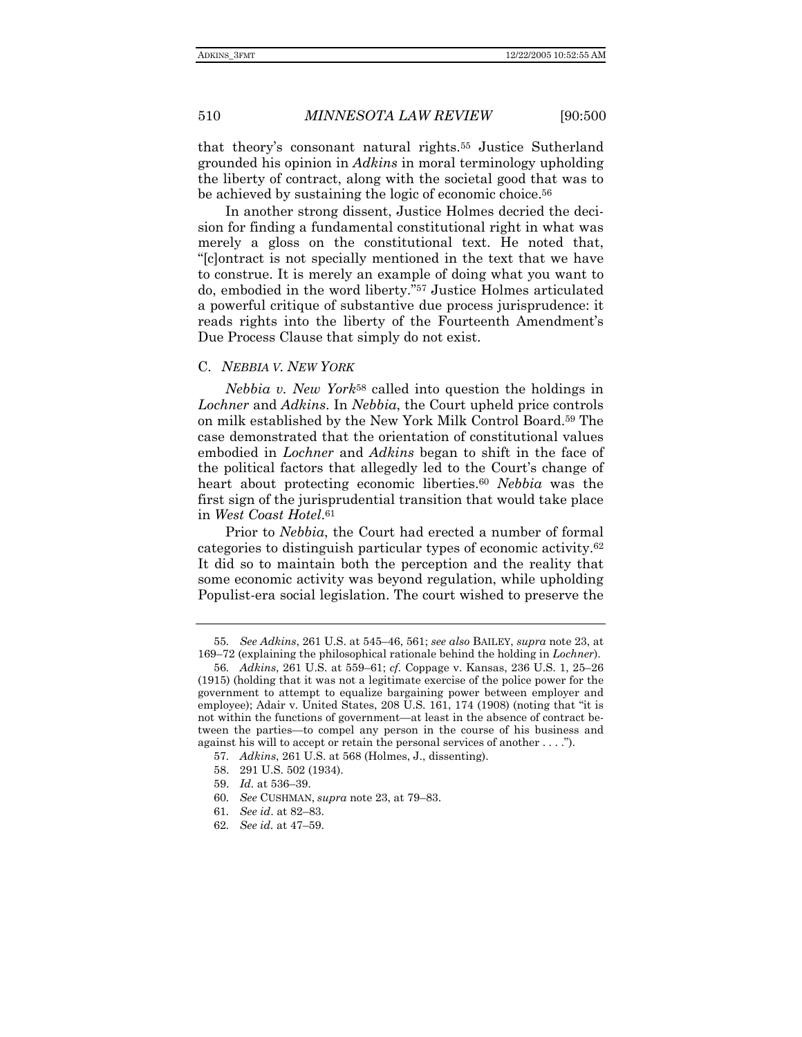that theory's consonant natural rights.[55] Justice Sutherland grounded his opinion in *Adkins* in moral terminology upholding the liberty of contract, along with the societal good that was to be achieved by sustaining the logic of economic choice.[56]

In another strong dissent, Justice Holmes decried the decision for finding a fundamental constitutional right in what was merely a gloss on the constitutional text. He noted that, "[c]ontract is not specially mentioned in the text that we have to construe. It is merely an example of doing what you want to do, embodied in the word liberty."[57] Justice Holmes articulated a powerful critique of substantive due process jurisprudence: it reads rights into the liberty of the Fourteenth Amendment's Due Process Clause that simply do not exist.

### C. *NEBBIA V. NEW YORK*

*Nebbia v. New York*[58] called into question the holdings in *Lochner* and *Adkins*. In *Nebbia*, the Court upheld price controls on milk established by the New York Milk Control Board.[59] The case demonstrated that the orientation of constitutional values embodied in *Lochner* and *Adkins* began to shift in the face of the political factors that allegedly led to the Court's change of heart about protecting economic liberties.[60] *Nebbia* was the first sign of the jurisprudential transition that would take place in *West Coast Hotel*.[61]

Prior to *Nebbia*, the Court had erected a number of formal categories to distinguish particular types of economic activity.[62] It did so to maintain both the perception and the reality that some economic activity was beyond regulation, while upholding Populist-era social legislation. The court wished to preserve the

---

55. *See Adkins*, 261 U.S. at 545–46, 561; *see also* BAILEY, *supra* note 23, at 169–72 (explaining the philosophical rationale behind the holding in *Lochner*).

56. *Adkins*, 261 U.S. at 559–61; *cf.* Coppage v. Kansas, 236 U.S. 1, 25–26 (1915) (holding that it was not a legitimate exercise of the police power for the government to attempt to equalize bargaining power between employer and employee); Adair v. United States, 208 U.S. 161, 174 (1908) (noting that "it is not within the functions of government—at least in the absence of contract between the parties—to compel any person in the course of his business and against his will to accept or retain the personal services of another . . . .").

57. *Adkins*, 261 U.S. at 568 (Holmes, J., dissenting).

58. 291 U.S. 502 (1934).

59. *Id.* at 536–39.

60. *See* CUSHMAN, *supra* note 23, at 79–83.

61. *See id*. at 82–83.

62. *See id.* at 47–59.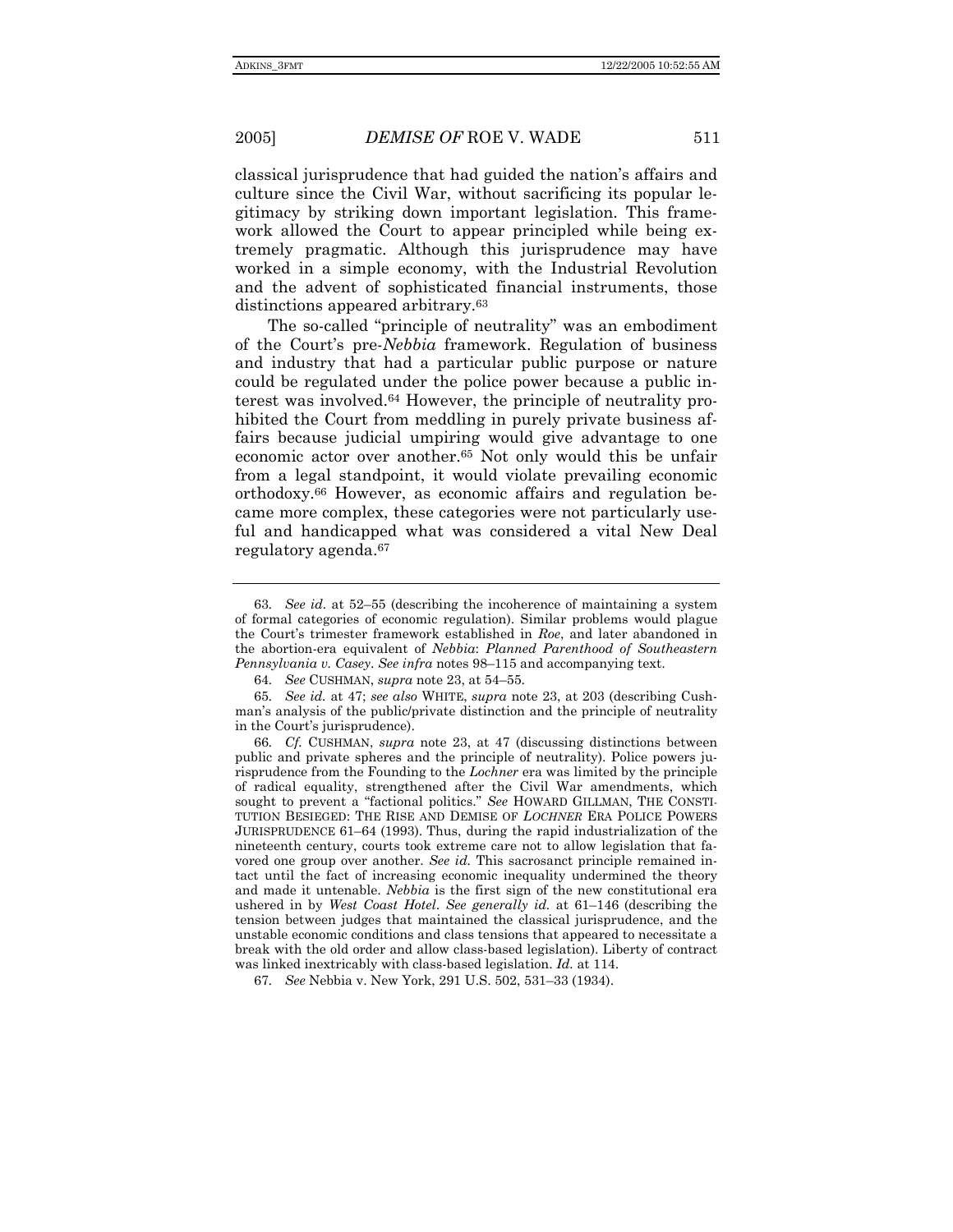classical jurisprudence that had guided the nation's affairs and culture since the Civil War, without sacrificing its popular legitimacy by striking down important legislation. This framework allowed the Court to appear principled while being extremely pragmatic. Although this jurisprudence may have worked in a simple economy, with the Industrial Revolution and the advent of sophisticated financial instruments, those distinctions appeared arbitrary.[63]

The so-called "principle of neutrality" was an embodiment of the Court's pre-*Nebbia* framework. Regulation of business and industry that had a particular public purpose or nature could be regulated under the police power because a public interest was involved.[64] However, the principle of neutrality prohibited the Court from meddling in purely private business affairs because judicial umpiring would give advantage to one economic actor over another.[65] Not only would this be unfair from a legal standpoint, it would violate prevailing economic orthodoxy.[66] However, as economic affairs and regulation became more complex, these categories were not particularly useful and handicapped what was considered a vital New Deal regulatory agenda.[67]

---

63. *See id.* at 52–55 (describing the incoherence of maintaining a system of formal categories of economic regulation). Similar problems would plague the Court's trimester framework established in *Roe*, and later abandoned in the abortion-era equivalent of *Nebbia*: *Planned Parenthood of Southeastern Pennsylvania v. Casey*. *See infra* notes 98–115 and accompanying text.

64. *See* CUSHMAN, *supra* note 23, at 54–55.

65. *See id.* at 47; *see also* WHITE, *supra* note 23, at 203 (describing Cushman's analysis of the public/private distinction and the principle of neutrality in the Court's jurisprudence).

66. *Cf.* CUSHMAN, *supra* note 23, at 47 (discussing distinctions between public and private spheres and the principle of neutrality). Police powers jurisprudence from the Founding to the *Lochner* era was limited by the principle of radical equality, strengthened after the Civil War amendments, which sought to prevent a "factional politics." *See* HOWARD GILLMAN, THE CONSTITUTION BESIEGED: THE RISE AND DEMISE OF *LOCHNER* ERA POLICE POWERS JURISPRUDENCE 61–64 (1993). Thus, during the rapid industrialization of the nineteenth century, courts took extreme care not to allow legislation that favored one group over another. *See id.* This sacrosanct principle remained intact until the fact of increasing economic inequality undermined the theory and made it untenable. *Nebbia* is the first sign of the new constitutional era ushered in by *West Coast Hotel*. *See generally id.* at 61–146 (describing the tension between judges that maintained the classical jurisprudence, and the unstable economic conditions and class tensions that appeared to necessitate a break with the old order and allow class-based legislation). Liberty of contract was linked inextricably with class-based legislation. *Id.* at 114.

67. *See* Nebbia v. New York, 291 U.S. 502, 531–33 (1934).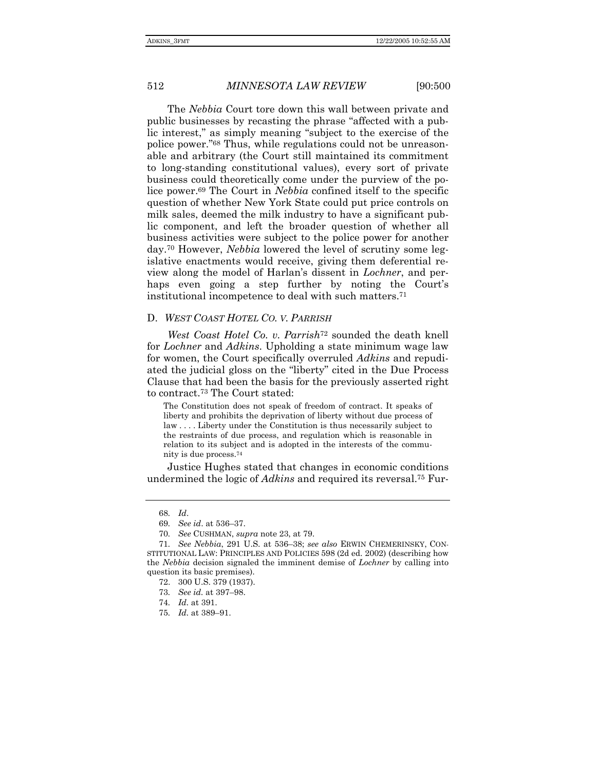The *Nebbia* Court tore down this wall between private and public businesses by recasting the phrase "affected with a public interest," as simply meaning "subject to the exercise of the police power."[68] Thus, while regulations could not be unreasonable and arbitrary (the Court still maintained its commitment to long-standing constitutional values), every sort of private business could theoretically come under the purview of the police power.[69] The Court in *Nebbia* confined itself to the specific question of whether New York State could put price controls on milk sales, deemed the milk industry to have a significant public component, and left the broader question of whether all business activities were subject to the police power for another day.[70] However, *Nebbia* lowered the level of scrutiny some legislative enactments would receive, giving them deferential review along the model of Harlan's dissent in *Lochner*, and perhaps even going a step further by noting the Court's institutional incompetence to deal with such matters.[71]

### D. *WEST COAST HOTEL CO. V. PARRISH*

*West Coast Hotel Co. v. Parrish*[72] sounded the death knell for *Lochner* and *Adkins*. Upholding a state minimum wage law for women, the Court specifically overruled *Adkins* and repudiated the judicial gloss on the "liberty" cited in the Due Process Clause that had been the basis for the previously asserted right to contract.[73] The Court stated:

> The Constitution does not speak of freedom of contract. It speaks of liberty and prohibits the deprivation of liberty without due process of law . . . . Liberty under the Constitution is thus necessarily subject to the restraints of due process, and regulation which is reasonable in relation to its subject and is adopted in the interests of the community is due process.[74]

Justice Hughes stated that changes in economic conditions undermined the logic of *Adkins* and required its reversal.[75] Fur-

---

68. *Id*.

69. *See id*. at 536–37.

70. *See* CUSHMAN, *supra* note 23, at 79.

71. *See Nebbia*, 291 U.S. at 536–38; *see also* ERWIN CHEMERINSKY, CONSTITUTIONAL LAW: PRINCIPLES AND POLICIES 598 (2d ed. 2002) (describing how the *Nebbia* decision signaled the imminent demise of *Lochner* by calling into question its basic premises).

72. 300 U.S. 379 (1937).

73. *See id.* at 397–98.

74. *Id*. at 391.

75. *Id*. at 389–91.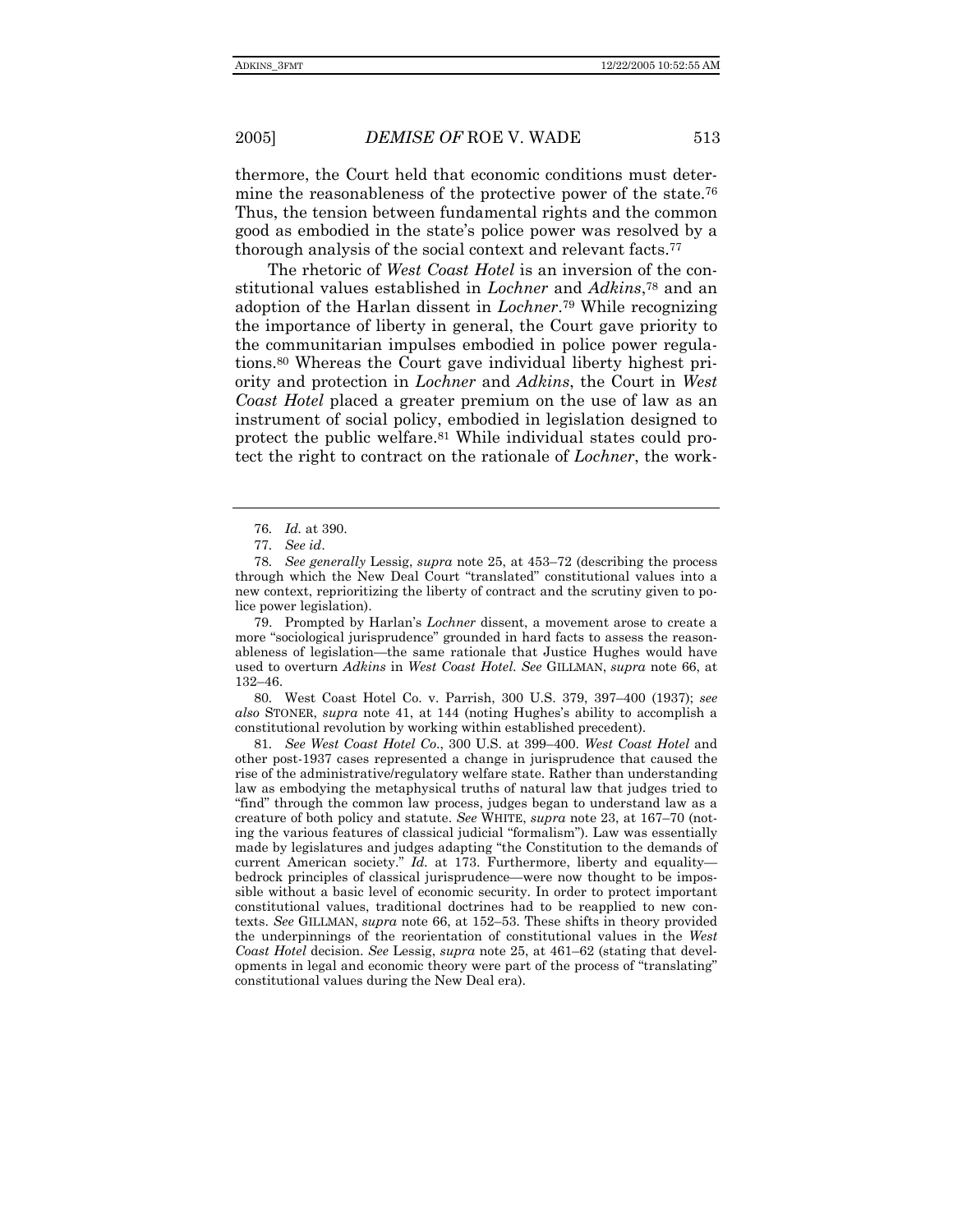thermore, the Court held that economic conditions must determine the reasonableness of the protective power of the state.[76] Thus, the tension between fundamental rights and the common good as embodied in the state's police power was resolved by a thorough analysis of the social context and relevant facts.[77]

The rhetoric of *West Coast Hotel* is an inversion of the constitutional values established in *Lochner* and *Adkins*,[78] and an adoption of the Harlan dissent in *Lochner*.[79] While recognizing the importance of liberty in general, the Court gave priority to the communitarian impulses embodied in police power regulations.[80] Whereas the Court gave individual liberty highest priority and protection in *Lochner* and *Adkins*, the Court in *West Coast Hotel* placed a greater premium on the use of law as an instrument of social policy, embodied in legislation designed to protect the public welfare.[81] While individual states could protect the right to contract on the rationale of *Lochner*, the work-

---

76. *Id.* at 390.

77. *See id*.

78. *See generally* Lessig, *supra* note 25, at 453–72 (describing the process through which the New Deal Court "translated" constitutional values into a new context, reprioritizing the liberty of contract and the scrutiny given to police power legislation).

79. Prompted by Harlan's *Lochner* dissent, a movement arose to create a more "sociological jurisprudence" grounded in hard facts to assess the reasonableness of legislation—the same rationale that Justice Hughes would have used to overturn *Adkins* in *West Coast Hotel*. *See* GILLMAN, *supra* note 66, at 132–46.

80. West Coast Hotel Co. v. Parrish, 300 U.S. 379, 397–400 (1937); *see also* STONER, *supra* note 41, at 144 (noting Hughes's ability to accomplish a constitutional revolution by working within established precedent).

81. *See West Coast Hotel Co.*, 300 U.S. at 399–400. *West Coast Hotel* and other post-1937 cases represented a change in jurisprudence that caused the rise of the administrative/regulatory welfare state. Rather than understanding law as embodying the metaphysical truths of natural law that judges tried to "find" through the common law process, judges began to understand law as a creature of both policy and statute. *See* WHITE, *supra* note 23, at 167–70 (noting the various features of classical judicial "formalism"). Law was essentially made by legislatures and judges adapting "the Constitution to the demands of current American society." *Id.* at 173. Furthermore, liberty and equality—bedrock principles of classical jurisprudence—were now thought to be impossible without a basic level of economic security. In order to protect important constitutional values, traditional doctrines had to be reapplied to new contexts. *See* GILLMAN, *supra* note 66, at 152–53. These shifts in theory provided the underpinnings of the reorientation of constitutional values in the *West Coast Hotel* decision. *See* Lessig, *supra* note 25, at 461–62 (stating that developments in legal and economic theory were part of the process of "translating" constitutional values during the New Deal era).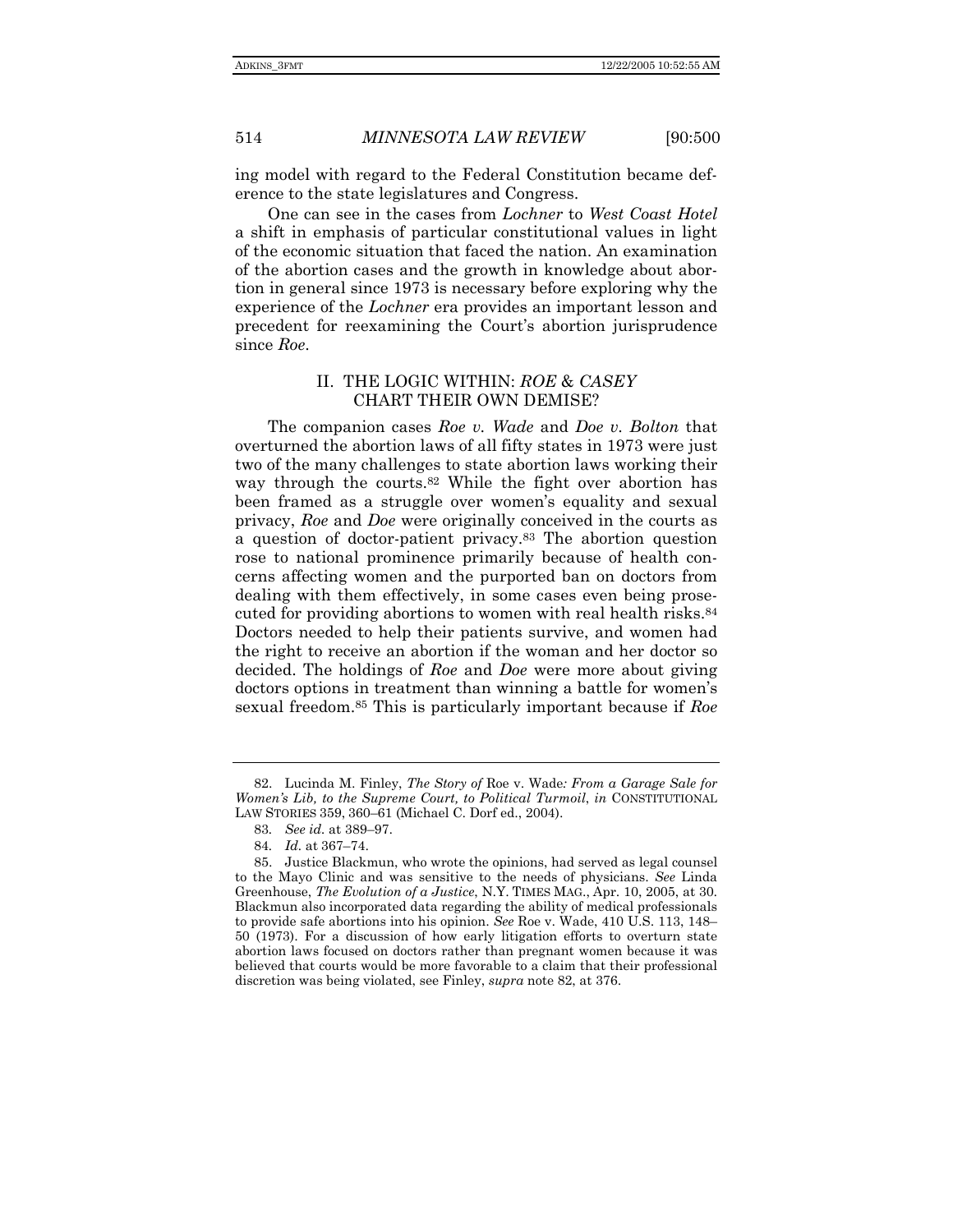ing model with regard to the Federal Constitution became deference to the state legislatures and Congress.

One can see in the cases from *Lochner* to *West Coast Hotel* a shift in emphasis of particular constitutional values in light of the economic situation that faced the nation. An examination of the abortion cases and the growth in knowledge about abortion in general since 1973 is necessary before exploring why the experience of the *Lochner* era provides an important lesson and precedent for reexamining the Court's abortion jurisprudence since *Roe*.

## II. THE LOGIC WITHIN: *ROE* & *CASEY* CHART THEIR OWN DEMISE?

The companion cases *Roe v. Wade* and *Doe v. Bolton* that overturned the abortion laws of all fifty states in 1973 were just two of the many challenges to state abortion laws working their way through the courts.[82] While the fight over abortion has been framed as a struggle over women's equality and sexual privacy, *Roe* and *Doe* were originally conceived in the courts as a question of doctor-patient privacy.[83] The abortion question rose to national prominence primarily because of health concerns affecting women and the purported ban on doctors from dealing with them effectively, in some cases even being prosecuted for providing abortions to women with real health risks.[84] Doctors needed to help their patients survive, and women had the right to receive an abortion if the woman and her doctor so decided. The holdings of *Roe* and *Doe* were more about giving doctors options in treatment than winning a battle for women's sexual freedom.[85] This is particularly important because if *Roe*

---

82. Lucinda M. Finley, *The Story of* Roe v. Wade*: From a Garage Sale for Women's Lib, to the Supreme Court, to Political Turmoil*, *in* CONSTITUTIONAL LAW STORIES 359, 360–61 (Michael C. Dorf ed., 2004).

83. *See id.* at 389–97.

84. *Id.* at 367–74.

85. Justice Blackmun, who wrote the opinions, had served as legal counsel to the Mayo Clinic and was sensitive to the needs of physicians. *See* Linda Greenhouse, *The Evolution of a Justice*, N.Y. TIMES MAG., Apr. 10, 2005, at 30. Blackmun also incorporated data regarding the ability of medical professionals to provide safe abortions into his opinion. *See* Roe v. Wade, 410 U.S. 113, 148–50 (1973). For a discussion of how early litigation efforts to overturn state abortion laws focused on doctors rather than pregnant women because it was believed that courts would be more favorable to a claim that their professional discretion was being violated, see Finley, *supra* note 82, at 376.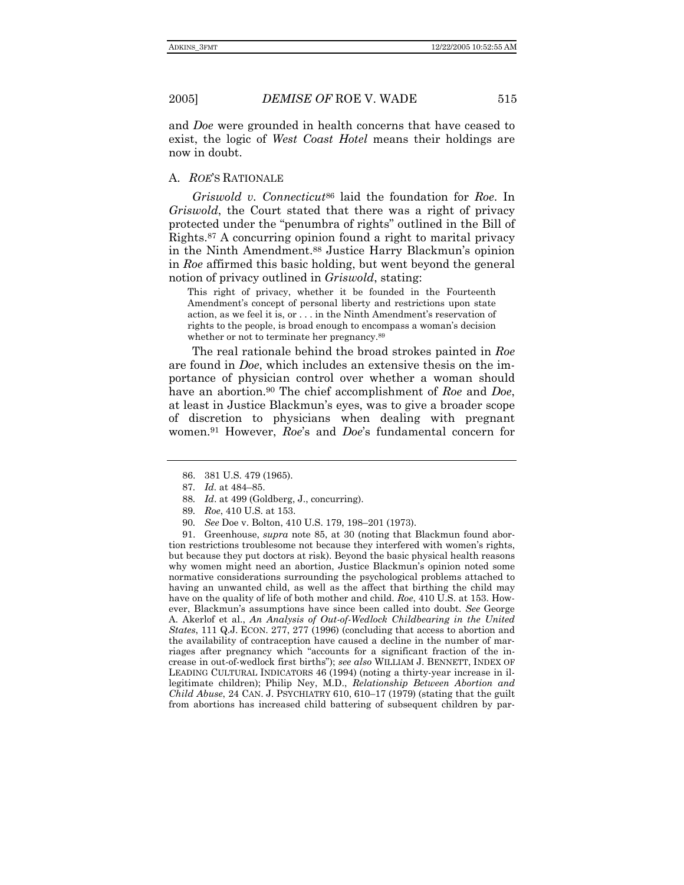and *Doe* were grounded in health concerns that have ceased to exist, the logic of *West Coast Hotel* means their holdings are now in doubt.

### A. *ROE*'S RATIONALE

*Griswold v. Connecticut*[86] laid the foundation for *Roe*. In *Griswold*, the Court stated that there was a right of privacy protected under the "penumbra of rights" outlined in the Bill of Rights.[87] A concurring opinion found a right to marital privacy in the Ninth Amendment.[88] Justice Harry Blackmun's opinion in *Roe* affirmed this basic holding, but went beyond the general notion of privacy outlined in *Griswold*, stating:

> This right of privacy, whether it be founded in the Fourteenth Amendment's concept of personal liberty and restrictions upon state action, as we feel it is, or . . . in the Ninth Amendment's reservation of rights to the people, is broad enough to encompass a woman's decision whether or not to terminate her pregnancy.[89]

The real rationale behind the broad strokes painted in *Roe* are found in *Doe*, which includes an extensive thesis on the importance of physician control over whether a woman should have an abortion.[90] The chief accomplishment of *Roe* and *Doe*, at least in Justice Blackmun's eyes, was to give a broader scope of discretion to physicians when dealing with pregnant women.[91] However, *Roe*'s and *Doe*'s fundamental concern for

---

86. 381 U.S. 479 (1965).

87. *Id.* at 484–85.

88. *Id.* at 499 (Goldberg, J., concurring).

89. *Roe*, 410 U.S. at 153.

90. *See* Doe v. Bolton, 410 U.S. 179, 198–201 (1973).

91. Greenhouse, *supra* note 85, at 30 (noting that Blackmun found abortion restrictions troublesome not because they interfered with women's rights, but because they put doctors at risk). Beyond the basic physical health reasons why women might need an abortion, Justice Blackmun's opinion noted some normative considerations surrounding the psychological problems attached to having an unwanted child, as well as the affect that birthing the child may have on the quality of life of both mother and child. *Roe*, 410 U.S. at 153. However, Blackmun's assumptions have since been called into doubt. *See* George A. Akerlof et al., *An Analysis of Out-of-Wedlock Childbearing in the United States*, 111 Q.J. ECON. 277, 277 (1996) (concluding that access to abortion and the availability of contraception have caused a decline in the number of marriages after pregnancy which "accounts for a significant fraction of the increase in out-of-wedlock first births"); *see also* WILLIAM J. BENNETT, INDEX OF LEADING CULTURAL INDICATORS 46 (1994) (noting a thirty-year increase in illegitimate children); Philip Ney, M.D., *Relationship Between Abortion and Child Abuse*, 24 CAN. J. PSYCHIATRY 610, 610–17 (1979) (stating that the guilt from abortions has increased child battering of subsequent children by par-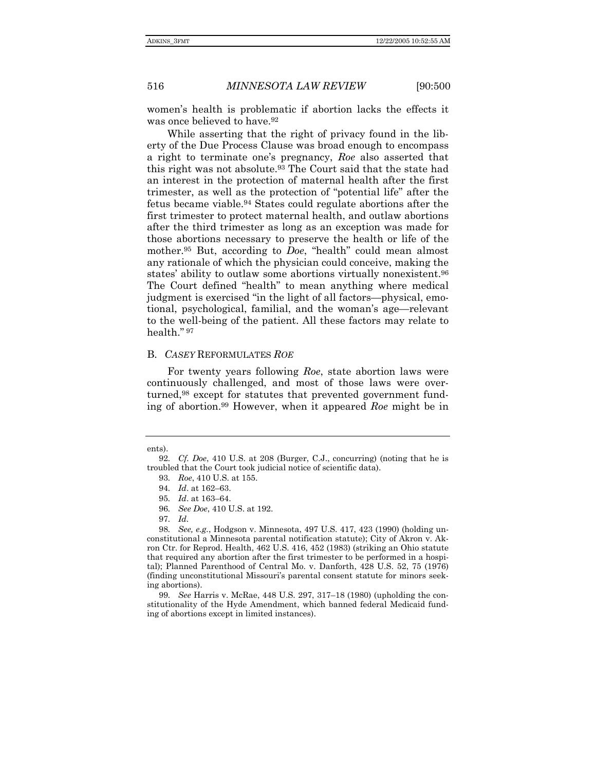women's health is problematic if abortion lacks the effects it was once believed to have.[92]

While asserting that the right of privacy found in the liberty of the Due Process Clause was broad enough to encompass a right to terminate one's pregnancy, *Roe* also asserted that this right was not absolute.[93] The Court said that the state had an interest in the protection of maternal health after the first trimester, as well as the protection of "potential life" after the fetus became viable.[94] States could regulate abortions after the first trimester to protect maternal health, and outlaw abortions after the third trimester as long as an exception was made for those abortions necessary to preserve the health or life of the mother.[95] But, according to *Doe*, "health" could mean almost any rationale of which the physician could conceive, making the states' ability to outlaw some abortions virtually nonexistent.[96] The Court defined "health" to mean anything where medical judgment is exercised "in the light of all factors—physical, emotional, psychological, familial, and the woman's age—relevant to the well-being of the patient. All these factors may relate to health."[97]

### B. *CASEY* REFORMULATES *ROE*

For twenty years following *Roe*, state abortion laws were continuously challenged, and most of those laws were overturned,[98] except for statutes that prevented government funding of abortion.[99] However, when it appeared *Roe* might be in

---

ents).

92. *Cf. Doe*, 410 U.S. at 208 (Burger, C.J., concurring) (noting that he is troubled that the Court took judicial notice of scientific data).

93. *Roe*, 410 U.S. at 155.

94. *Id*. at 162–63.

95. *Id*. at 163–64.

96. *See Doe*, 410 U.S. at 192.

97. *Id.*

98. *See, e.g.*, Hodgson v. Minnesota, 497 U.S. 417, 423 (1990) (holding unconstitutional a Minnesota parental notification statute); City of Akron v. Akron Ctr. for Reprod. Health, 462 U.S. 416, 452 (1983) (striking an Ohio statute that required any abortion after the first trimester to be performed in a hospital); Planned Parenthood of Central Mo. v. Danforth, 428 U.S. 52, 75 (1976) (finding unconstitutional Missouri's parental consent statute for minors seeking abortions).

99. *See* Harris v. McRae, 448 U.S. 297, 317–18 (1980) (upholding the constitutionality of the Hyde Amendment, which banned federal Medicaid funding of abortions except in limited instances).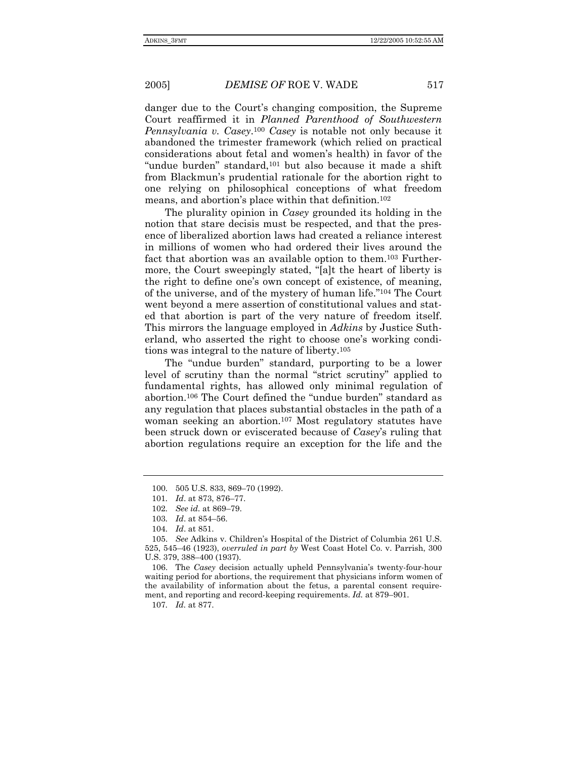danger due to the Court's changing composition, the Supreme Court reaffirmed it in *Planned Parenthood of Southwestern Pennsylvania v. Casey*.[100] *Casey* is notable not only because it abandoned the trimester framework (which relied on practical considerations about fetal and women's health) in favor of the "undue burden" standard,[101] but also because it made a shift from Blackmun's prudential rationale for the abortion right to one relying on philosophical conceptions of what freedom means, and abortion's place within that definition.[102]

The plurality opinion in *Casey* grounded its holding in the notion that stare decisis must be respected, and that the presence of liberalized abortion laws had created a reliance interest in millions of women who had ordered their lives around the fact that abortion was an available option to them.[103] Furthermore, the Court sweepingly stated, "[a]t the heart of liberty is the right to define one's own concept of existence, of meaning, of the universe, and of the mystery of human life."[104] The Court went beyond a mere assertion of constitutional values and stated that abortion is part of the very nature of freedom itself. This mirrors the language employed in *Adkins* by Justice Sutherland, who asserted the right to choose one's working conditions was integral to the nature of liberty.[105]

The "undue burden" standard, purporting to be a lower level of scrutiny than the normal "strict scrutiny" applied to fundamental rights, has allowed only minimal regulation of abortion.[106] The Court defined the "undue burden" standard as any regulation that places substantial obstacles in the path of a woman seeking an abortion.[107] Most regulatory statutes have been struck down or eviscerated because of *Casey*'s ruling that abortion regulations require an exception for the life and the

---

100. 505 U.S. 833, 869–70 (1992).

101. *Id*. at 873, 876–77.

102. *See id*. at 869–79.

103. *Id*. at 854–56.

104. *Id*. at 851.

105. *See* Adkins v. Children's Hospital of the District of Columbia 261 U.S. 525, 545–46 (1923), *overruled in part by* West Coast Hotel Co. v. Parrish, 300 U.S. 379, 388–400 (1937).

106. The *Casey* decision actually upheld Pennsylvania's twenty-four-hour waiting period for abortions, the requirement that physicians inform women of the availability of information about the fetus, a parental consent requirement, and reporting and record-keeping requirements. *Id.* at 879–901.

107. *Id.* at 877.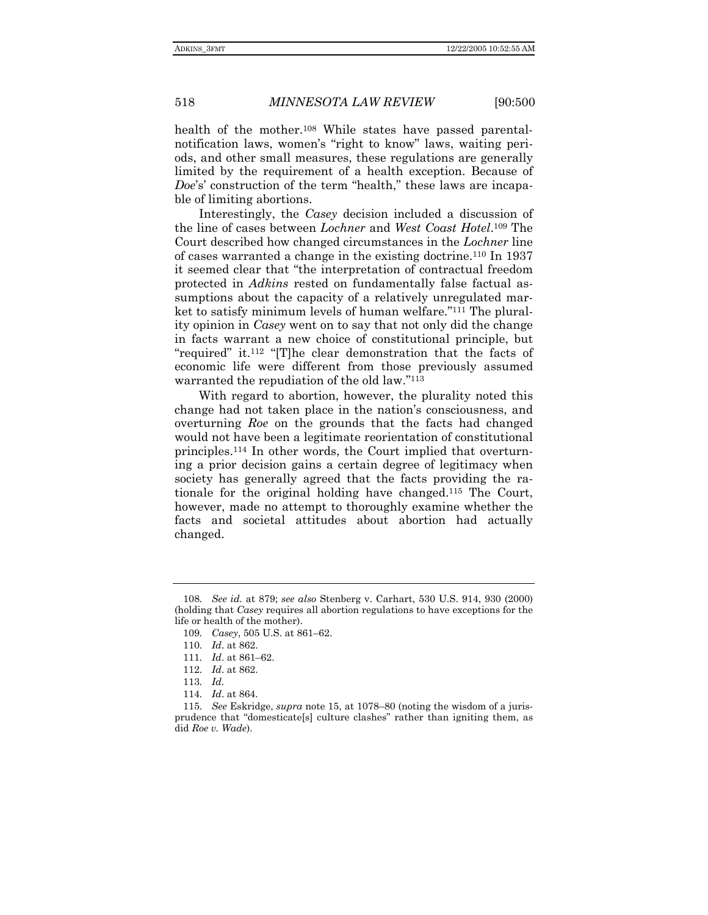health of the mother.[108] While states have passed parental-notification laws, women's "right to know" laws, waiting periods, and other small measures, these regulations are generally limited by the requirement of a health exception. Because of *Doe*'s' construction of the term "health," these laws are incapable of limiting abortions.

Interestingly, the *Casey* decision included a discussion of the line of cases between *Lochner* and *West Coast Hotel*.[109] The Court described how changed circumstances in the *Lochner* line of cases warranted a change in the existing doctrine.[110] In 1937 it seemed clear that "the interpretation of contractual freedom protected in *Adkins* rested on fundamentally false factual assumptions about the capacity of a relatively unregulated market to satisfy minimum levels of human welfare."[111] The plurality opinion in *Casey* went on to say that not only did the change in facts warrant a new choice of constitutional principle, but "required" it.[112] "[T]he clear demonstration that the facts of economic life were different from those previously assumed warranted the repudiation of the old law."[113]

With regard to abortion, however, the plurality noted this change had not taken place in the nation's consciousness, and overturning *Roe* on the grounds that the facts had changed would not have been a legitimate reorientation of constitutional principles.[114] In other words, the Court implied that overturning a prior decision gains a certain degree of legitimacy when society has generally agreed that the facts providing the rationale for the original holding have changed.[115] The Court, however, made no attempt to thoroughly examine whether the facts and societal attitudes about abortion had actually changed.

---

108. *See id.* at 879; *see also* Stenberg v. Carhart, 530 U.S. 914, 930 (2000) (holding that *Casey* requires all abortion regulations to have exceptions for the life or health of the mother).

109. *Casey*, 505 U.S. at 861–62.

110. *Id*. at 862.

111. *Id*. at 861–62.

112. *Id*. at 862.

113. *Id.*

114. *Id*. at 864.

115. *See* Eskridge, *supra* note 15, at 1078–80 (noting the wisdom of a jurisprudence that "domesticate[s] culture clashes" rather than igniting them, as did *Roe v. Wade*).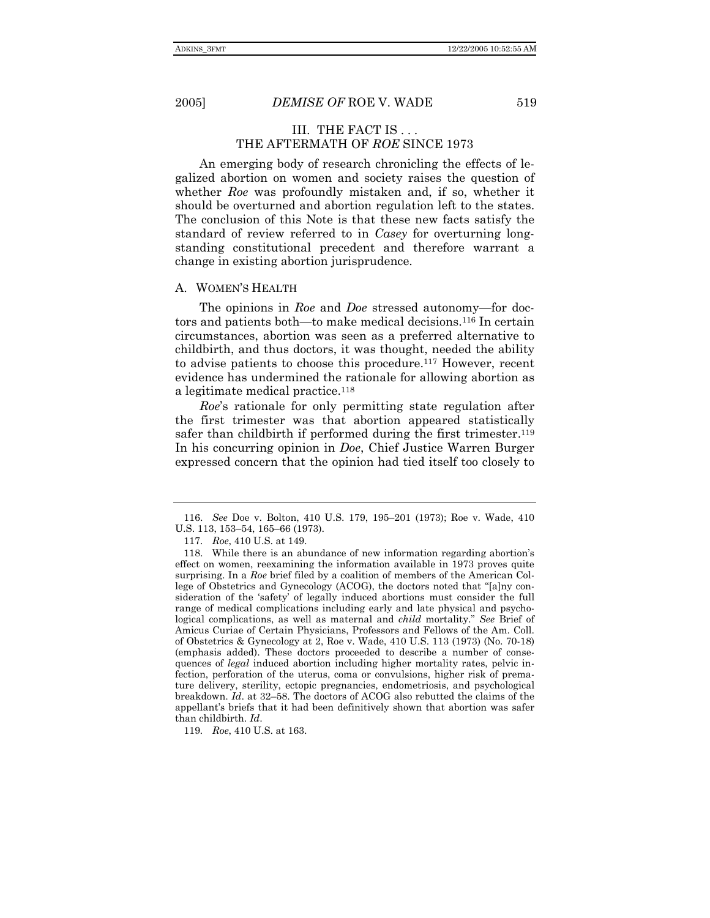## III. THE FACT IS . . . THE AFTERMATH OF *ROE* SINCE 1973

An emerging body of research chronicling the effects of legalized abortion on women and society raises the question of whether *Roe* was profoundly mistaken and, if so, whether it should be overturned and abortion regulation left to the states. The conclusion of this Note is that these new facts satisfy the standard of review referred to in *Casey* for overturning longstanding constitutional precedent and therefore warrant a change in existing abortion jurisprudence.

### A. WOMEN'S HEALTH

The opinions in *Roe* and *Doe* stressed autonomy—for doctors and patients both—to make medical decisions.[116] In certain circumstances, abortion was seen as a preferred alternative to childbirth, and thus doctors, it was thought, needed the ability to advise patients to choose this procedure.[117] However, recent evidence has undermined the rationale for allowing abortion as a legitimate medical practice.[118]

*Roe*'s rationale for only permitting state regulation after the first trimester was that abortion appeared statistically safer than childbirth if performed during the first trimester.[119] In his concurring opinion in *Doe*, Chief Justice Warren Burger expressed concern that the opinion had tied itself too closely to

---

116. *See* Doe v. Bolton, 410 U.S. 179, 195–201 (1973); Roe v. Wade, 410 U.S. 113, 153–54, 165–66 (1973).

117. *Roe*, 410 U.S. at 149.

118. While there is an abundance of new information regarding abortion's effect on women, reexamining the information available in 1973 proves quite surprising. In a *Roe* brief filed by a coalition of members of the American College of Obstetrics and Gynecology (ACOG), the doctors noted that "[a]ny consideration of the 'safety' of legally induced abortions must consider the full range of medical complications including early and late physical and psychological complications, as well as maternal and *child* mortality." *See* Brief of Amicus Curiae of Certain Physicians, Professors and Fellows of the Am. Coll. of Obstetrics & Gynecology at 2, Roe v. Wade, 410 U.S. 113 (1973) (No. 70-18) (emphasis added). These doctors proceeded to describe a number of consequences of *legal* induced abortion including higher mortality rates, pelvic infection, perforation of the uterus, coma or convulsions, higher risk of premature delivery, sterility, ectopic pregnancies, endometriosis, and psychological breakdown. *Id*. at 32–58. The doctors of ACOG also rebutted the claims of the appellant's briefs that it had been definitively shown that abortion was safer than childbirth. *Id*.

119. *Roe*, 410 U.S. at 163.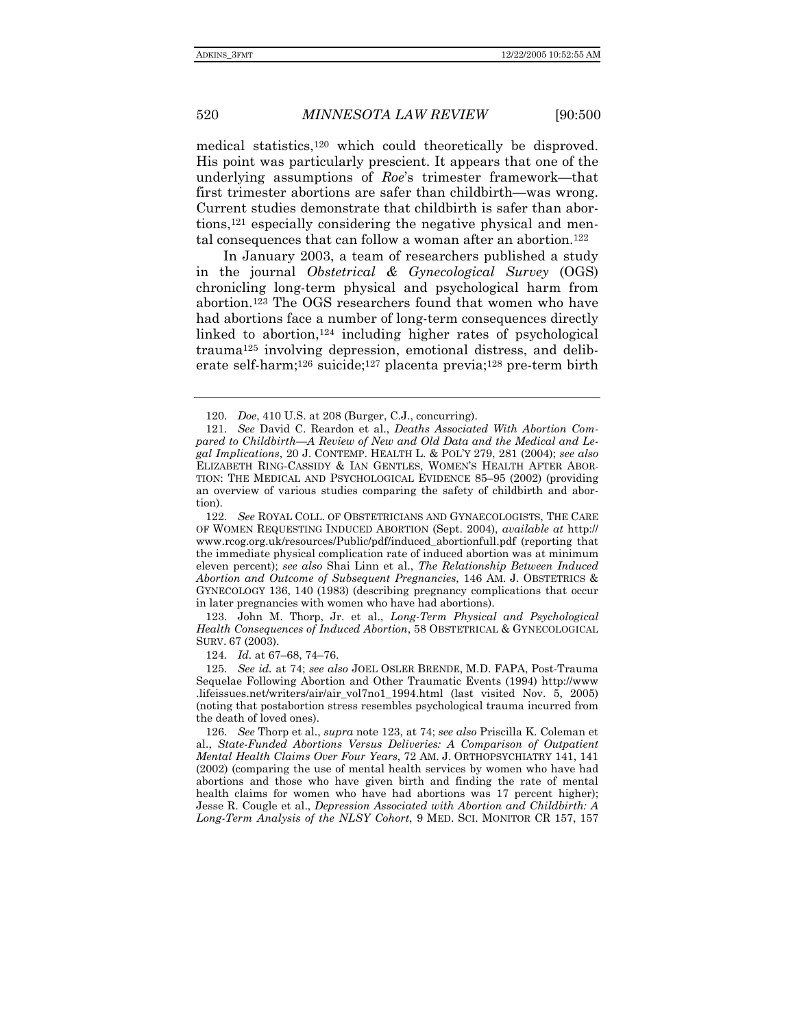medical statistics,[120] which could theoretically be disproved. His point was particularly prescient. It appears that one of the underlying assumptions of *Roe*'s trimester framework—that first trimester abortions are safer than childbirth—was wrong. Current studies demonstrate that childbirth is safer than abortions,[121] especially considering the negative physical and mental consequences that can follow a woman after an abortion.[122]

In January 2003, a team of researchers published a study in the journal *Obstetrical & Gynecological Survey* (OGS) chronicling long-term physical and psychological harm from abortion.[123] The OGS researchers found that women who have had abortions face a number of long-term consequences directly linked to abortion,[124] including higher rates of psychological trauma[125] involving depression, emotional distress, and deliberate self-harm;[126] suicide;[127] placenta previa;[128] pre-term birth

---

120. *Doe*, 410 U.S. at 208 (Burger, C.J., concurring).

121. *See* David C. Reardon et al., *Deaths Associated With Abortion Compared to Childbirth—A Review of New and Old Data and the Medical and Legal Implications*, 20 J. CONTEMP. HEALTH L. & POL'Y 279, 281 (2004); *see also* ELIZABETH RING-CASSIDY & IAN GENTLES, WOMEN'S HEALTH AFTER ABORTION: THE MEDICAL AND PSYCHOLOGICAL EVIDENCE 85–95 (2002) (providing an overview of various studies comparing the safety of childbirth and abortion).

122. *See* ROYAL COLL. OF OBSTETRICIANS AND GYNAECOLOGISTS, THE CARE OF WOMEN REQUESTING INDUCED ABORTION (Sept. 2004), *available at* http://www.rcog.org.uk/resources/Public/pdf/induced_abortionfull.pdf (reporting that the immediate physical complication rate of induced abortion was at minimum eleven percent); *see also* Shai Linn et al., *The Relationship Between Induced Abortion and Outcome of Subsequent Pregnancies*, 146 AM. J. OBSTETRICS & GYNECOLOGY 136, 140 (1983) (describing pregnancy complications that occur in later pregnancies with women who have had abortions).

123. John M. Thorp, Jr. et al., *Long-Term Physical and Psychological Health Consequences of Induced Abortion*, 58 OBSTETRICAL & GYNECOLOGICAL SURV. 67 (2003).

124. *Id.* at 67–68, 74–76.

125. *See id.* at 74; *see also* JOEL OSLER BRENDE, M.D. FAPA, Post-Trauma Sequelae Following Abortion and Other Traumatic Events (1994) http://www.lifeissues.net/writers/air/air_vol7no1_1994.html (last visited Nov. 5, 2005) (noting that postabortion stress resembles psychological trauma incurred from the death of loved ones).

126. *See* Thorp et al., *supra* note 123, at 74; *see also* Priscilla K. Coleman et al., *State-Funded Abortions Versus Deliveries: A Comparison of Outpatient Mental Health Claims Over Four Years*, 72 AM. J. ORTHOPSYCHIATRY 141, 141 (2002) (comparing the use of mental health services by women who have had abortions and those who have given birth and finding the rate of mental health claims for women who have had abortions was 17 percent higher); Jesse R. Cougle et al., *Depression Associated with Abortion and Childbirth: A Long-Term Analysis of the NLSY Cohort*, 9 MED. SCI. MONITOR CR 157, 157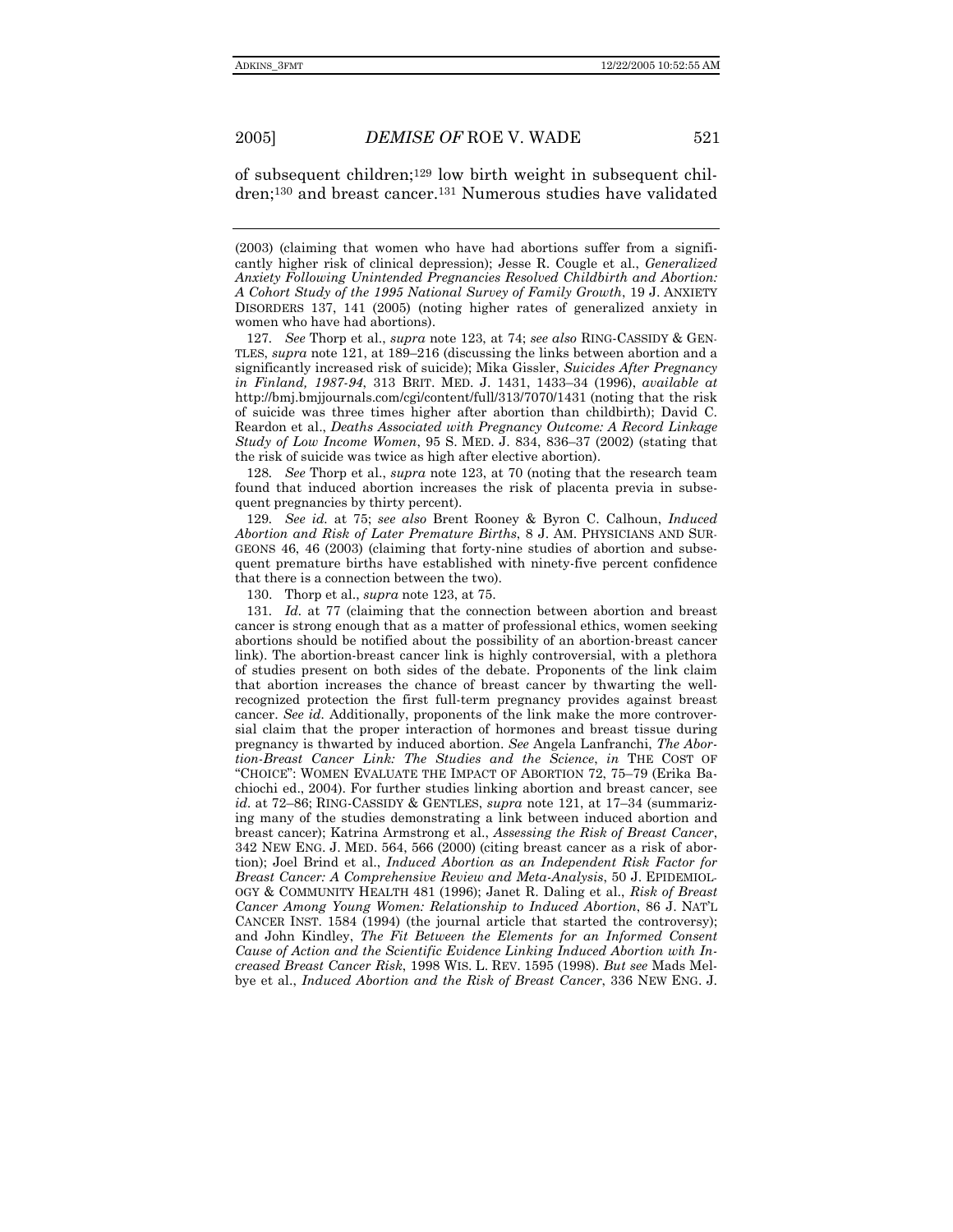of subsequent children;[129] low birth weight in subsequent children;[130] and breast cancer.[131] Numerous studies have validated

---

(2003) (claiming that women who have had abortions suffer from a significantly higher risk of clinical depression); Jesse R. Cougle et al., *Generalized Anxiety Following Unintended Pregnancies Resolved Childbirth and Abortion: A Cohort Study of the 1995 National Survey of Family Growth*, 19 J. ANXIETY DISORDERS 137, 141 (2005) (noting higher rates of generalized anxiety in women who have had abortions).

127. *See* Thorp et al., *supra* note 123, at 74; *see also* RING-CASSIDY & GENTLES, *supra* note 121, at 189–216 (discussing the links between abortion and a significantly increased risk of suicide); Mika Gissler, *Suicides After Pregnancy in Finland, 1987-94*, 313 BRIT. MED. J. 1431, 1433–34 (1996), *available at* http://bmj.bmjjournals.com/cgi/content/full/313/7070/1431 (noting that the risk of suicide was three times higher after abortion than childbirth); David C. Reardon et al., *Deaths Associated with Pregnancy Outcome: A Record Linkage Study of Low Income Women*, 95 S. MED. J. 834, 836–37 (2002) (stating that the risk of suicide was twice as high after elective abortion).

128. *See* Thorp et al., *supra* note 123, at 70 (noting that the research team found that induced abortion increases the risk of placenta previa in subsequent pregnancies by thirty percent).

129. *See id.* at 75; *see also* Brent Rooney & Byron C. Calhoun, *Induced Abortion and Risk of Later Premature Births*, 8 J. AM. PHYSICIANS AND SURGEONS 46, 46 (2003) (claiming that forty-nine studies of abortion and subsequent premature births have established with ninety-five percent confidence that there is a connection between the two).

130. Thorp et al., *supra* note 123, at 75.

131. *Id.* at 77 (claiming that the connection between abortion and breast cancer is strong enough that as a matter of professional ethics, women seeking abortions should be notified about the possibility of an abortion-breast cancer link). The abortion-breast cancer link is highly controversial, with a plethora of studies present on both sides of the debate. Proponents of the link claim that abortion increases the chance of breast cancer by thwarting the well-recognized protection the first full-term pregnancy provides against breast cancer. *See id.* Additionally, proponents of the link make the more controversial claim that the proper interaction of hormones and breast tissue during pregnancy is thwarted by induced abortion. *See* Angela Lanfranchi, *The Abortion-Breast Cancer Link: The Studies and the Science*, *in* THE COST OF "CHOICE": WOMEN EVALUATE THE IMPACT OF ABORTION 72, 75–79 (Erika Bachiochi ed., 2004). For further studies linking abortion and breast cancer, see *id.* at 72–86; RING-CASSIDY & GENTLES, *supra* note 121, at 17–34 (summarizing many of the studies demonstrating a link between induced abortion and breast cancer); Katrina Armstrong et al., *Assessing the Risk of Breast Cancer*, 342 NEW ENG. J. MED. 564, 566 (2000) (citing breast cancer as a risk of abortion); Joel Brind et al., *Induced Abortion as an Independent Risk Factor for Breast Cancer: A Comprehensive Review and Meta-Analysis*, 50 J. EPIDEMIOLOGY & COMMUNITY HEALTH 481 (1996); Janet R. Daling et al., *Risk of Breast Cancer Among Young Women: Relationship to Induced Abortion*, 86 J. NAT'L CANCER INST. 1584 (1994) (the journal article that started the controversy); and John Kindley, *The Fit Between the Elements for an Informed Consent Cause of Action and the Scientific Evidence Linking Induced Abortion with Increased Breast Cancer Risk*, 1998 WIS. L. REV. 1595 (1998). *But see* Mads Melbye et al., *Induced Abortion and the Risk of Breast Cancer*, 336 NEW ENG. J.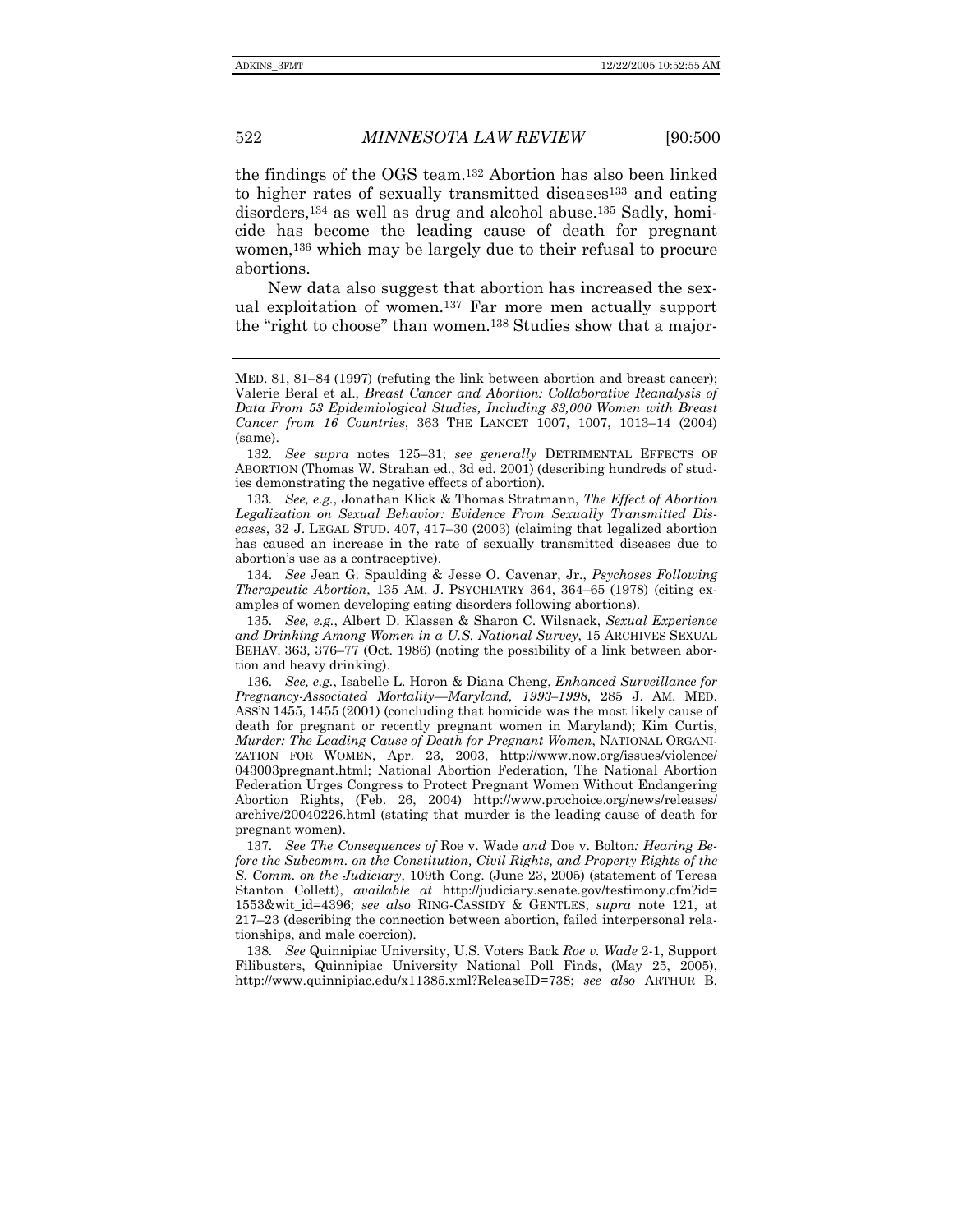the findings of the OGS team.[132] Abortion has also been linked to higher rates of sexually transmitted diseases[133] and eating disorders,[134] as well as drug and alcohol abuse.[135] Sadly, homicide has become the leading cause of death for pregnant women,[136] which may be largely due to their refusal to procure abortions.

New data also suggest that abortion has increased the sexual exploitation of women.[137] Far more men actually support the "right to choose" than women.[138] Studies show that a major-

---

MED. 81, 81–84 (1997) (refuting the link between abortion and breast cancer); Valerie Beral et al., *Breast Cancer and Abortion: Collaborative Reanalysis of Data From 53 Epidemiological Studies, Including 83,000 Women with Breast Cancer from 16 Countries*, 363 THE LANCET 1007, 1007, 1013–14 (2004) (same).

132. *See supra* notes 125–31; *see generally* DETRIMENTAL EFFECTS OF ABORTION (Thomas W. Strahan ed., 3d ed. 2001) (describing hundreds of studies demonstrating the negative effects of abortion).

133. *See, e.g.*, Jonathan Klick & Thomas Stratmann, *The Effect of Abortion Legalization on Sexual Behavior: Evidence From Sexually Transmitted Diseases*, 32 J. LEGAL STUD. 407, 417–30 (2003) (claiming that legalized abortion has caused an increase in the rate of sexually transmitted diseases due to abortion's use as a contraceptive).

134. *See* Jean G. Spaulding & Jesse O. Cavenar, Jr., *Psychoses Following Therapeutic Abortion*, 135 AM. J. PSYCHIATRY 364, 364–65 (1978) (citing examples of women developing eating disorders following abortions).

135. *See, e.g.*, Albert D. Klassen & Sharon C. Wilsnack, *Sexual Experience and Drinking Among Women in a U.S. National Survey*, 15 ARCHIVES SEXUAL BEHAV. 363, 376–77 (Oct. 1986) (noting the possibility of a link between abortion and heavy drinking).

136. *See, e.g.*, Isabelle L. Horon & Diana Cheng, *Enhanced Surveillance for Pregnancy-Associated Mortality—Maryland, 1993–1998*, 285 J. AM. MED. ASS'N 1455, 1455 (2001) (concluding that homicide was the most likely cause of death for pregnant or recently pregnant women in Maryland); Kim Curtis, *Murder: The Leading Cause of Death for Pregnant Women*, NATIONAL ORGANIZATION FOR WOMEN, Apr. 23, 2003, http://www.now.org/issues/violence/043003pregnant.html; National Abortion Federation, The National Abortion Federation Urges Congress to Protect Pregnant Women Without Endangering Abortion Rights, (Feb. 26, 2004) http://www.prochoice.org/news/releases/archive/20040226.html (stating that murder is the leading cause of death for pregnant women).

137. *See The Consequences of* Roe v. Wade *and* Doe v. Bolton*: Hearing Before the Subcomm. on the Constitution, Civil Rights, and Property Rights of the S. Comm. on the Judiciary*, 109th Cong. (June 23, 2005) (statement of Teresa Stanton Collett), *available at* http://judiciary.senate.gov/testimony.cfm?id=1553&wit_id=4396; *see also* RING-CASSIDY & GENTLES, *supra* note 121, at 217–23 (describing the connection between abortion, failed interpersonal relationships, and male coercion).

138. *See* Quinnipiac University, U.S. Voters Back *Roe v. Wade* 2-1, Support Filibusters, Quinnipiac University National Poll Finds, (May 25, 2005), http://www.quinnipiac.edu/x11385.xml?ReleaseID=738; *see also* ARTHUR B.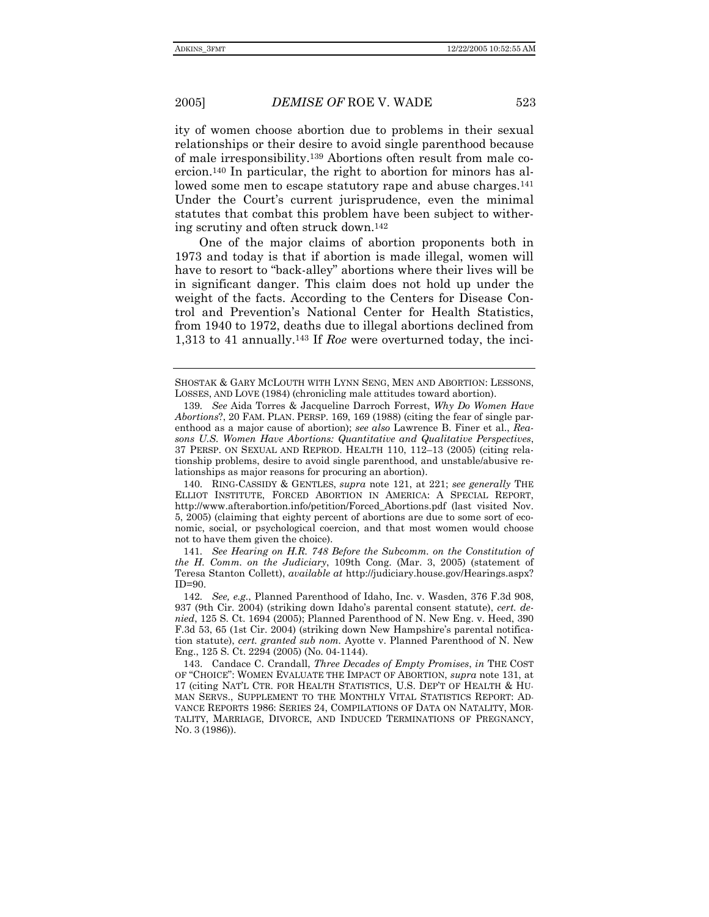ity of women choose abortion due to problems in their sexual relationships or their desire to avoid single parenthood because of male irresponsibility.[139] Abortions often result from male coercion.[140] In particular, the right to abortion for minors has allowed some men to escape statutory rape and abuse charges.[141] Under the Court's current jurisprudence, even the minimal statutes that combat this problem have been subject to withering scrutiny and often struck down.[142]

One of the major claims of abortion proponents both in 1973 and today is that if abortion is made illegal, women will have to resort to "back-alley" abortions where their lives will be in significant danger. This claim does not hold up under the weight of the facts. According to the Centers for Disease Control and Prevention's National Center for Health Statistics, from 1940 to 1972, deaths due to illegal abortions declined from 1,313 to 41 annually.[143] If *Roe* were overturned today, the inci-

---

SHOSTAK & GARY MCLOUTH WITH LYNN SENG, MEN AND ABORTION: LESSONS, LOSSES, AND LOVE (1984) (chronicling male attitudes toward abortion).

139. *See* Aida Torres & Jacqueline Darroch Forrest, *Why Do Women Have Abortions*?, 20 FAM. PLAN. PERSP. 169, 169 (1988) (citing the fear of single parenthood as a major cause of abortion); *see also* Lawrence B. Finer et al., *Reasons U.S. Women Have Abortions: Quantitative and Qualitative Perspectives*, 37 PERSP. ON SEXUAL AND REPROD. HEALTH 110, 112–13 (2005) (citing relationship problems, desire to avoid single parenthood, and unstable/abusive relationships as major reasons for procuring an abortion).

140. RING-CASSIDY & GENTLES, *supra* note 121, at 221; *see generally* THE ELLIOT INSTITUTE, FORCED ABORTION IN AMERICA: A SPECIAL REPORT, http://www.afterabortion.info/petition/Forced_Abortions.pdf (last visited Nov. 5, 2005) (claiming that eighty percent of abortions are due to some sort of economic, social, or psychological coercion, and that most women would choose not to have them given the choice).

141. *See Hearing on H.R. 748 Before the Subcomm. on the Constitution of the H. Comm. on the Judiciary*, 109th Cong. (Mar. 3, 2005) (statement of Teresa Stanton Collett), *available at* http://judiciary.house.gov/Hearings.aspx?ID=90.

142. *See, e.g.*, Planned Parenthood of Idaho, Inc. v. Wasden, 376 F.3d 908, 937 (9th Cir. 2004) (striking down Idaho's parental consent statute), *cert. denied*, 125 S. Ct. 1694 (2005); Planned Parenthood of N. New Eng. v. Heed, 390 F.3d 53, 65 (1st Cir. 2004) (striking down New Hampshire's parental notification statute), *cert. granted sub nom.* Ayotte v. Planned Parenthood of N. New Eng., 125 S. Ct. 2294 (2005) (No. 04-1144).

143. Candace C. Crandall, *Three Decades of Empty Promises*, *in* THE COST OF "CHOICE": WOMEN EVALUATE THE IMPACT OF ABORTION, *supra* note 131, at 17 (citing NAT'L CTR. FOR HEALTH STATISTICS, U.S. DEP'T OF HEALTH & HUMAN SERVS., SUPPLEMENT TO THE MONTHLY VITAL STATISTICS REPORT: ADVANCE REPORTS 1986: SERIES 24, COMPILATIONS OF DATA ON NATALITY, MORTALITY, MARRIAGE, DIVORCE, AND INDUCED TERMINATIONS OF PREGNANCY, NO. 3 (1986)).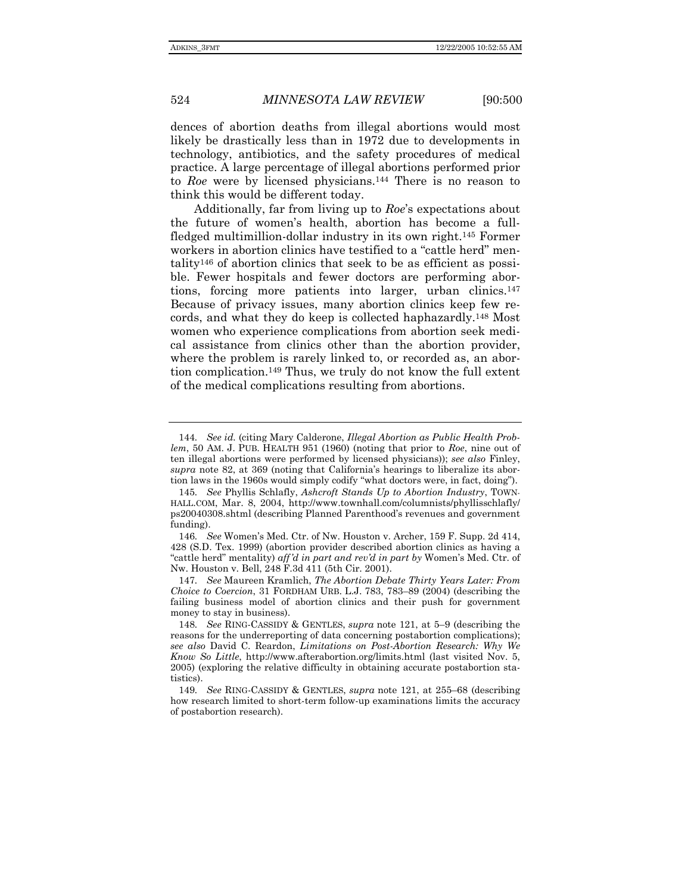dences of abortion deaths from illegal abortions would most likely be drastically less than in 1972 due to developments in technology, antibiotics, and the safety procedures of medical practice. A large percentage of illegal abortions performed prior to *Roe* were by licensed physicians.[144] There is no reason to think this would be different today.

Additionally, far from living up to *Roe*'s expectations about the future of women's health, abortion has become a full-fledged multimillion-dollar industry in its own right.[145] Former workers in abortion clinics have testified to a "cattle herd" mentality[146] of abortion clinics that seek to be as efficient as possible. Fewer hospitals and fewer doctors are performing abortions, forcing more patients into larger, urban clinics.[147] Because of privacy issues, many abortion clinics keep few records, and what they do keep is collected haphazardly.[148] Most women who experience complications from abortion seek medical assistance from clinics other than the abortion provider, where the problem is rarely linked to, or recorded as, an abortion complication.[149] Thus, we truly do not know the full extent of the medical complications resulting from abortions.

---

144. *See id.* (citing Mary Calderone, *Illegal Abortion as Public Health Problem*, 50 AM. J. PUB. HEALTH 951 (1960) (noting that prior to *Roe*, nine out of ten illegal abortions were performed by licensed physicians)); *see also* Finley, *supra* note 82, at 369 (noting that California's hearings to liberalize its abortion laws in the 1960s would simply codify "what doctors were, in fact, doing").

145. *See* Phyllis Schlafly, *Ashcroft Stands Up to Abortion Industry*, TOWNHALL.COM, Mar. 8, 2004, http://www.townhall.com/columnists/phyllisschlafly/ps20040308.shtml (describing Planned Parenthood's revenues and government funding).

146. *See* Women's Med. Ctr. of Nw. Houston v. Archer, 159 F. Supp. 2d 414, 428 (S.D. Tex. 1999) (abortion provider described abortion clinics as having a "cattle herd" mentality) *aff'd in part and rev'd in part by* Women's Med. Ctr. of Nw. Houston v. Bell, 248 F.3d 411 (5th Cir. 2001).

147. *See* Maureen Kramlich, *The Abortion Debate Thirty Years Later: From Choice to Coercion*, 31 FORDHAM URB. L.J. 783, 783–89 (2004) (describing the failing business model of abortion clinics and their push for government money to stay in business).

148. *See* RING-CASSIDY & GENTLES, *supra* note 121, at 5–9 (describing the reasons for the underreporting of data concerning postabortion complications); *see also* David C. Reardon, *Limitations on Post-Abortion Research: Why We Know So Little*, http://www.afterabortion.org/limits.html (last visited Nov. 5, 2005) (exploring the relative difficulty in obtaining accurate postabortion statistics).

149. *See* RING-CASSIDY & GENTLES, *supra* note 121, at 255–68 (describing how research limited to short-term follow-up examinations limits the accuracy of postabortion research).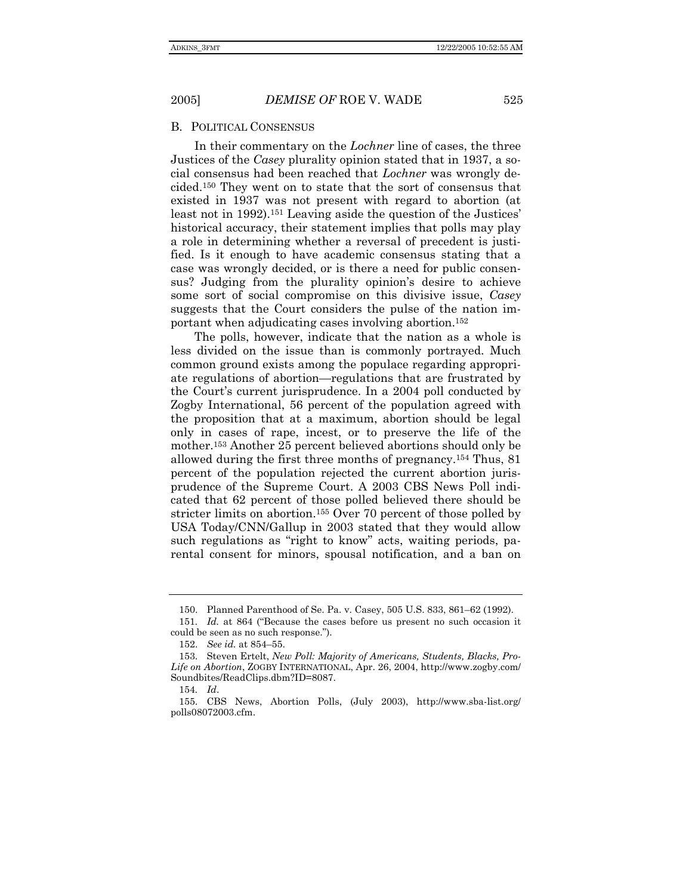### B. POLITICAL CONSENSUS

In their commentary on the *Lochner* line of cases, the three Justices of the *Casey* plurality opinion stated that in 1937, a social consensus had been reached that *Lochner* was wrongly decided.[150] They went on to state that the sort of consensus that existed in 1937 was not present with regard to abortion (at least not in 1992).[151] Leaving aside the question of the Justices' historical accuracy, their statement implies that polls may play a role in determining whether a reversal of precedent is justified. Is it enough to have academic consensus stating that a case was wrongly decided, or is there a need for public consensus? Judging from the plurality opinion's desire to achieve some sort of social compromise on this divisive issue, *Casey* suggests that the Court considers the pulse of the nation important when adjudicating cases involving abortion.[152]

The polls, however, indicate that the nation as a whole is less divided on the issue than is commonly portrayed. Much common ground exists among the populace regarding appropriate regulations of abortion—regulations that are frustrated by the Court's current jurisprudence. In a 2004 poll conducted by Zogby International, 56 percent of the population agreed with the proposition that at a maximum, abortion should be legal only in cases of rape, incest, or to preserve the life of the mother.[153] Another 25 percent believed abortions should only be allowed during the first three months of pregnancy.[154] Thus, 81 percent of the population rejected the current abortion jurisprudence of the Supreme Court. A 2003 CBS News Poll indicated that 62 percent of those polled believed there should be stricter limits on abortion.[155] Over 70 percent of those polled by USA Today/CNN/Gallup in 2003 stated that they would allow such regulations as "right to know" acts, waiting periods, parental consent for minors, spousal notification, and a ban on

---

150. Planned Parenthood of Se. Pa. v. Casey, 505 U.S. 833, 861–62 (1992).

151. *Id.* at 864 ("Because the cases before us present no such occasion it could be seen as no such response.").

152. *See id.* at 854–55.

153. Steven Ertelt, *New Poll: Majority of Americans, Students, Blacks, Pro-Life on Abortion*, ZOGBY INTERNATIONAL, Apr. 26, 2004, http://www.zogby.com/Soundbites/ReadClips.dbm?ID=8087.

154. *Id*.

155. CBS News, Abortion Polls, (July 2003), http://www.sba-list.org/polls08072003.cfm.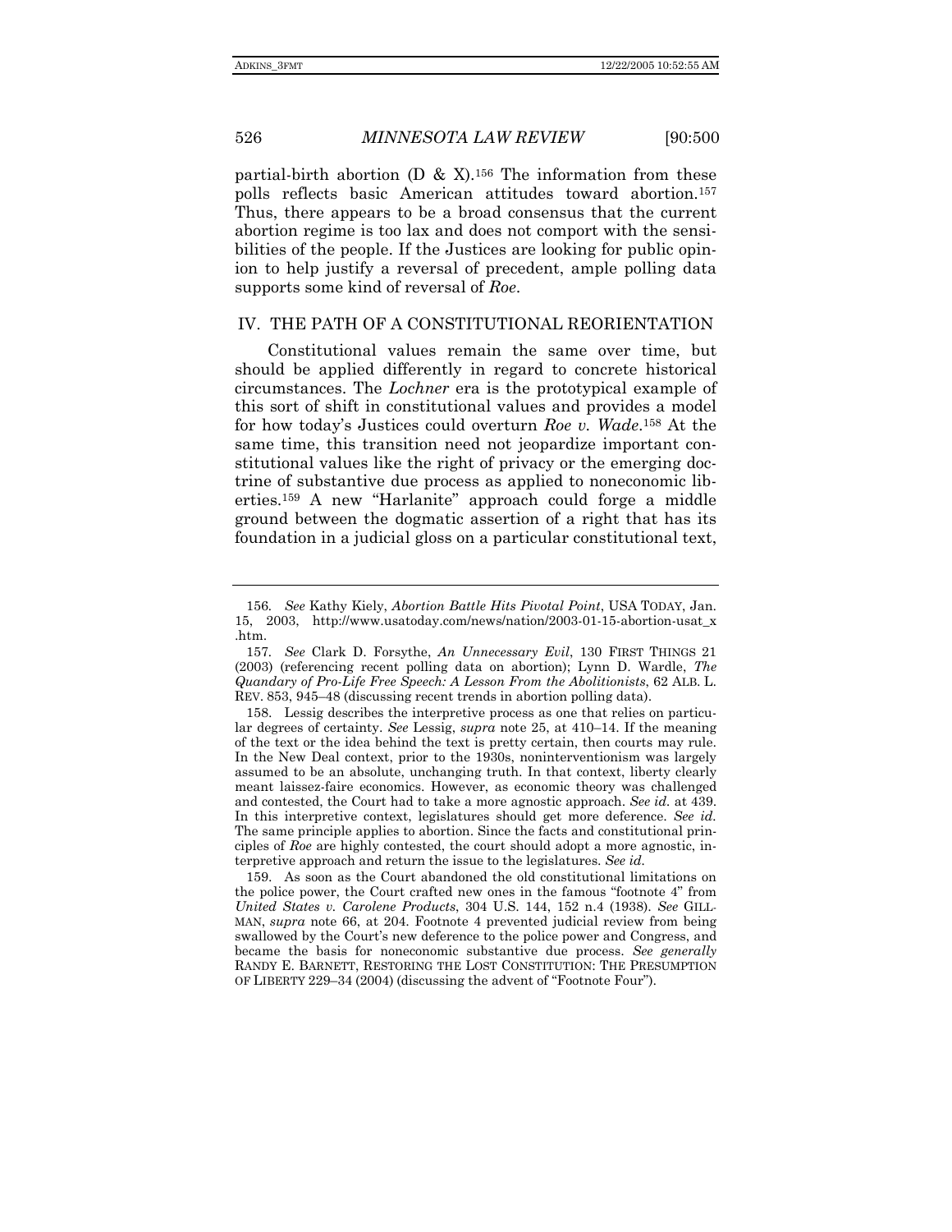partial-birth abortion (D & X).[156] The information from these polls reflects basic American attitudes toward abortion.[157] Thus, there appears to be a broad consensus that the current abortion regime is too lax and does not comport with the sensibilities of the people. If the Justices are looking for public opinion to help justify a reversal of precedent, ample polling data supports some kind of reversal of *Roe*.

## IV. THE PATH OF A CONSTITUTIONAL REORIENTATION

Constitutional values remain the same over time, but should be applied differently in regard to concrete historical circumstances. The *Lochner* era is the prototypical example of this sort of shift in constitutional values and provides a model for how today's Justices could overturn *Roe v. Wade*.[158] At the same time, this transition need not jeopardize important constitutional values like the right of privacy or the emerging doctrine of substantive due process as applied to noneconomic liberties.[159] A new "Harlanite" approach could forge a middle ground between the dogmatic assertion of a right that has its foundation in a judicial gloss on a particular constitutional text,

---

156. *See* Kathy Kiely, *Abortion Battle Hits Pivotal Point*, USA TODAY, Jan. 15, 2003, http://www.usatoday.com/news/nation/2003-01-15-abortion-usat_x.htm.

157. *See* Clark D. Forsythe, *An Unnecessary Evil*, 130 FIRST THINGS 21 (2003) (referencing recent polling data on abortion); Lynn D. Wardle, *The Quandary of Pro-Life Free Speech: A Lesson From the Abolitionists*, 62 ALB. L. REV. 853, 945–48 (discussing recent trends in abortion polling data).

158. Lessig describes the interpretive process as one that relies on particular degrees of certainty. *See* Lessig, *supra* note 25, at 410–14. If the meaning of the text or the idea behind the text is pretty certain, then courts may rule. In the New Deal context, prior to the 1930s, noninterventionism was largely assumed to be an absolute, unchanging truth. In that context, liberty clearly meant laissez-faire economics. However, as economic theory was challenged and contested, the Court had to take a more agnostic approach. *See id.* at 439. In this interpretive context, legislatures should get more deference. *See id.* The same principle applies to abortion. Since the facts and constitutional principles of *Roe* are highly contested, the court should adopt a more agnostic, interpretive approach and return the issue to the legislatures. *See id.*

159. As soon as the Court abandoned the old constitutional limitations on the police power, the Court crafted new ones in the famous "footnote 4" from *United States v. Carolene Products*, 304 U.S. 144, 152 n.4 (1938). *See* GILLMAN, *supra* note 66, at 204. Footnote 4 prevented judicial review from being swallowed by the Court's new deference to the police power and Congress, and became the basis for noneconomic substantive due process. *See generally* RANDY E. BARNETT, RESTORING THE LOST CONSTITUTION: THE PRESUMPTION OF LIBERTY 229–34 (2004) (discussing the advent of "Footnote Four").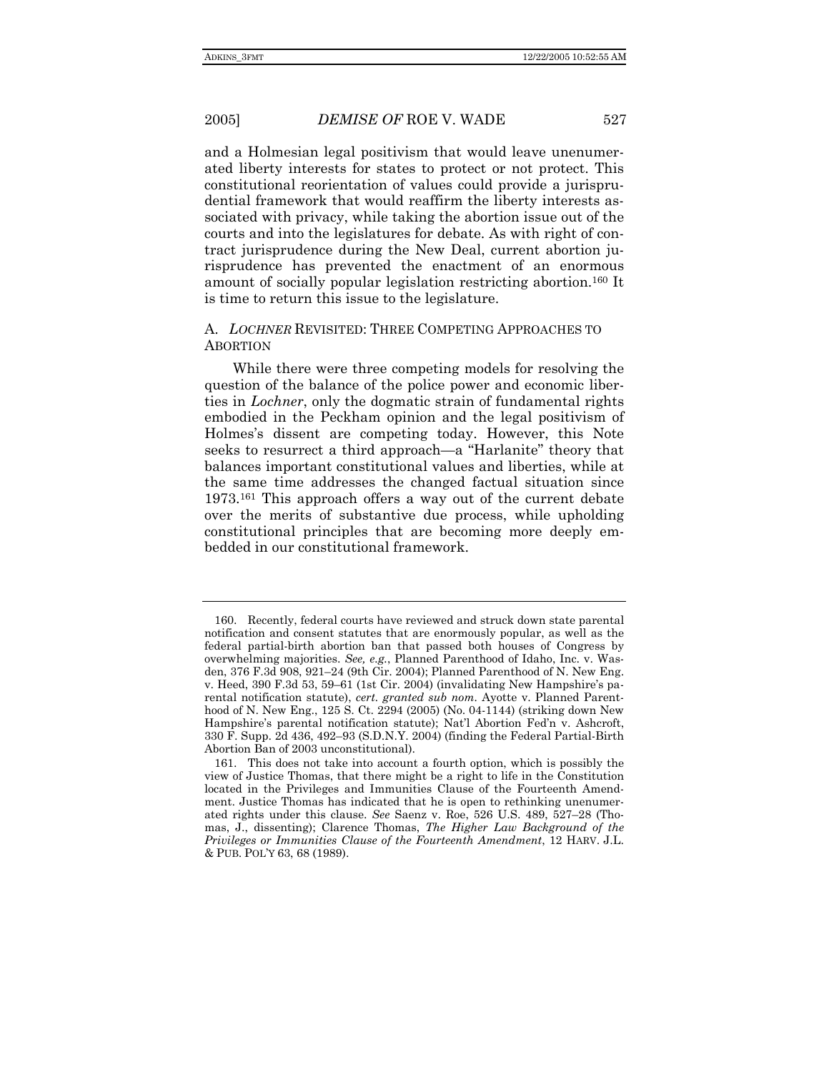and a Holmesian legal positivism that would leave unenumerated liberty interests for states to protect or not protect. This constitutional reorientation of values could provide a jurisprudential framework that would reaffirm the liberty interests associated with privacy, while taking the abortion issue out of the courts and into the legislatures for debate. As with right of contract jurisprudence during the New Deal, current abortion jurisprudence has prevented the enactment of an enormous amount of socially popular legislation restricting abortion.[160] It is time to return this issue to the legislature.

### A. *LOCHNER* REVISITED: THREE COMPETING APPROACHES TO ABORTION

While there were three competing models for resolving the question of the balance of the police power and economic liberties in *Lochner*, only the dogmatic strain of fundamental rights embodied in the Peckham opinion and the legal positivism of Holmes's dissent are competing today. However, this Note seeks to resurrect a third approach—a "Harlanite" theory that balances important constitutional values and liberties, while at the same time addresses the changed factual situation since 1973.[161] This approach offers a way out of the current debate over the merits of substantive due process, while upholding constitutional principles that are becoming more deeply embedded in our constitutional framework.

---

160. Recently, federal courts have reviewed and struck down state parental notification and consent statutes that are enormously popular, as well as the federal partial-birth abortion ban that passed both houses of Congress by overwhelming majorities. *See, e.g.*, Planned Parenthood of Idaho, Inc. v. Wasden, 376 F.3d 908, 921–24 (9th Cir. 2004); Planned Parenthood of N. New Eng. v. Heed, 390 F.3d 53, 59–61 (1st Cir. 2004) (invalidating New Hampshire's parental notification statute), *cert. granted sub nom.* Ayotte v. Planned Parenthood of N. New Eng., 125 S. Ct. 2294 (2005) (No. 04-1144) (striking down New Hampshire's parental notification statute); Nat'l Abortion Fed'n v. Ashcroft, 330 F. Supp. 2d 436, 492–93 (S.D.N.Y. 2004) (finding the Federal Partial-Birth Abortion Ban of 2003 unconstitutional).

161. This does not take into account a fourth option, which is possibly the view of Justice Thomas, that there might be a right to life in the Constitution located in the Privileges and Immunities Clause of the Fourteenth Amendment. Justice Thomas has indicated that he is open to rethinking unenumerated rights under this clause. *See* Saenz v. Roe, 526 U.S. 489, 527–28 (Thomas, J., dissenting); Clarence Thomas, *The Higher Law Background of the Privileges or Immunities Clause of the Fourteenth Amendment*, 12 HARV. J.L. & PUB. POL'Y 63, 68 (1989).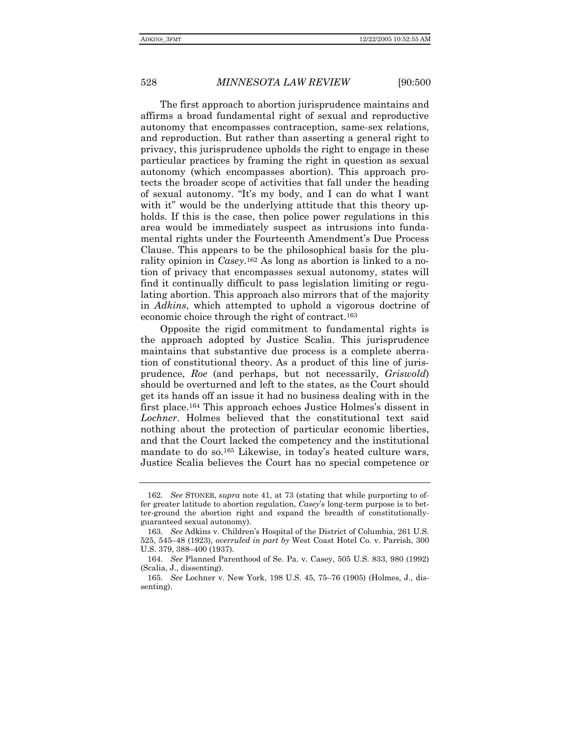The first approach to abortion jurisprudence maintains and affirms a broad fundamental right of sexual and reproductive autonomy that encompasses contraception, same-sex relations, and reproduction. But rather than asserting a general right to privacy, this jurisprudence upholds the right to engage in these particular practices by framing the right in question as sexual autonomy (which encompasses abortion). This approach protects the broader scope of activities that fall under the heading of sexual autonomy. "It's my body, and I can do what I want with it" would be the underlying attitude that this theory upholds. If this is the case, then police power regulations in this area would be immediately suspect as intrusions into fundamental rights under the Fourteenth Amendment's Due Process Clause. This appears to be the philosophical basis for the plurality opinion in *Casey*.[162] As long as abortion is linked to a notion of privacy that encompasses sexual autonomy, states will find it continually difficult to pass legislation limiting or regulating abortion. This approach also mirrors that of the majority in *Adkins*, which attempted to uphold a vigorous doctrine of economic choice through the right of contract.[163]

Opposite the rigid commitment to fundamental rights is the approach adopted by Justice Scalia. This jurisprudence maintains that substantive due process is a complete aberration of constitutional theory. As a product of this line of jurisprudence, *Roe* (and perhaps, but not necessarily, *Griswold*) should be overturned and left to the states, as the Court should get its hands off an issue it had no business dealing with in the first place.[164] This approach echoes Justice Holmes's dissent in *Lochner*. Holmes believed that the constitutional text said nothing about the protection of particular economic liberties, and that the Court lacked the competency and the institutional mandate to do so.[165] Likewise, in today's heated culture wars, Justice Scalia believes the Court has no special competence or

---

162. *See* STONER, *supra* note 41, at 73 (stating that while purporting to offer greater latitude to abortion regulation, *Casey*'s long-term purpose is to better-ground the abortion right and expand the breadth of constitutionally-guaranteed sexual autonomy).

163. *See* Adkins v. Children's Hospital of the District of Columbia, 261 U.S. 525, 545–48 (1923), *overruled in part by* West Coast Hotel Co. v. Parrish, 300 U.S. 379, 388–400 (1937).

164. *See* Planned Parenthood of Se. Pa. v. Casey, 505 U.S. 833, 980 (1992) (Scalia, J., dissenting).

165. *See* Lochner v. New York, 198 U.S. 45, 75–76 (1905) (Holmes, J., dissenting).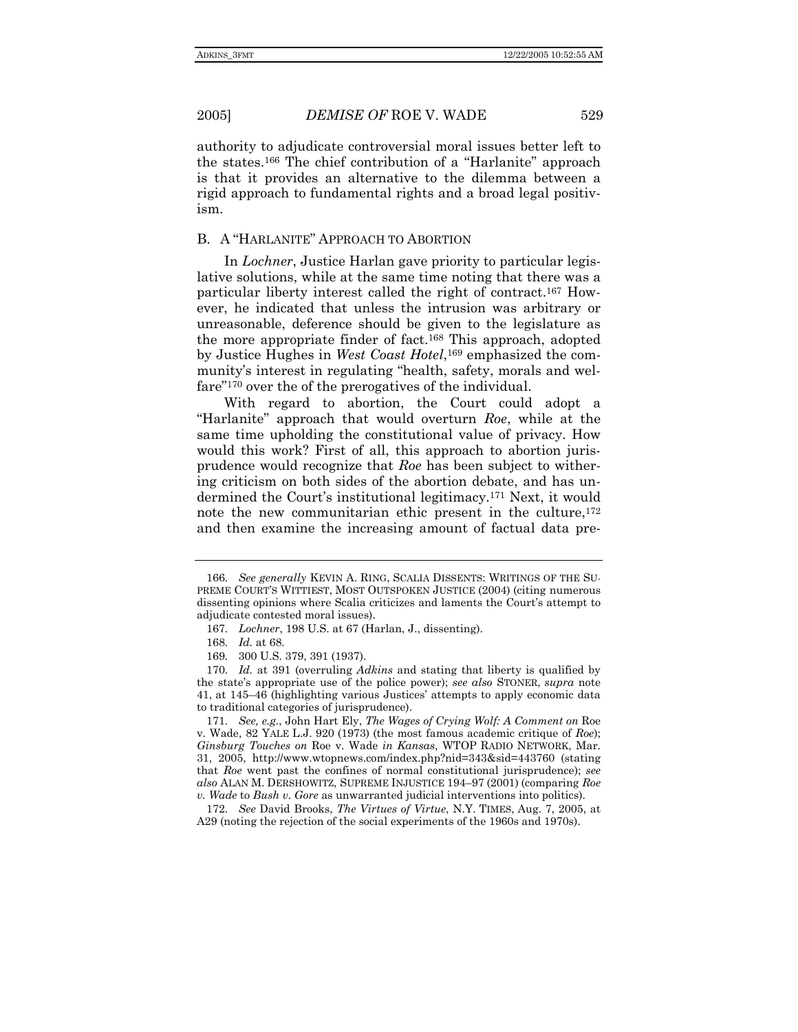authority to adjudicate controversial moral issues better left to the states.[166] The chief contribution of a "Harlanite" approach is that it provides an alternative to the dilemma between a rigid approach to fundamental rights and a broad legal positivism.

### B. A "HARLANITE" APPROACH TO ABORTION

In *Lochner*, Justice Harlan gave priority to particular legislative solutions, while at the same time noting that there was a particular liberty interest called the right of contract.[167] However, he indicated that unless the intrusion was arbitrary or unreasonable, deference should be given to the legislature as the more appropriate finder of fact.[168] This approach, adopted by Justice Hughes in *West Coast Hotel*,[169] emphasized the community's interest in regulating "health, safety, morals and welfare"[170] over the of the prerogatives of the individual.

With regard to abortion, the Court could adopt a "Harlanite" approach that would overturn *Roe*, while at the same time upholding the constitutional value of privacy. How would this work? First of all, this approach to abortion jurisprudence would recognize that *Roe* has been subject to withering criticism on both sides of the abortion debate, and has undermined the Court's institutional legitimacy.[171] Next, it would note the new communitarian ethic present in the culture,[172] and then examine the increasing amount of factual data pre-

---

166. *See generally* KEVIN A. RING, SCALIA DISSENTS: WRITINGS OF THE SUPREME COURT'S WITTIEST, MOST OUTSPOKEN JUSTICE (2004) (citing numerous dissenting opinions where Scalia criticizes and laments the Court's attempt to adjudicate contested moral issues).

167. *Lochner*, 198 U.S. at 67 (Harlan, J., dissenting).

168. *Id.* at 68.

169. 300 U.S. 379, 391 (1937).

170. *Id.* at 391 (overruling *Adkins* and stating that liberty is qualified by the state's appropriate use of the police power); *see also* STONER, *supra* note 41, at 145–46 (highlighting various Justices' attempts to apply economic data to traditional categories of jurisprudence).

171. *See, e.g.*, John Hart Ely, *The Wages of Crying Wolf: A Comment on* Roe v. Wade, 82 YALE L.J. 920 (1973) (the most famous academic critique of *Roe*); *Ginsburg Touches on* Roe v. Wade *in Kansas*, WTOP RADIO NETWORK, Mar. 31, 2005, http://www.wtopnews.com/index.php?nid=343&sid=443760 (stating that *Roe* went past the confines of normal constitutional jurisprudence); *see also* ALAN M. DERSHOWITZ, SUPREME INJUSTICE 194–97 (2001) (comparing *Roe v. Wade* to *Bush v. Gore* as unwarranted judicial interventions into politics).

172. *See* David Brooks, *The Virtues of Virtue*, N.Y. TIMES, Aug. 7, 2005, at A29 (noting the rejection of the social experiments of the 1960s and 1970s).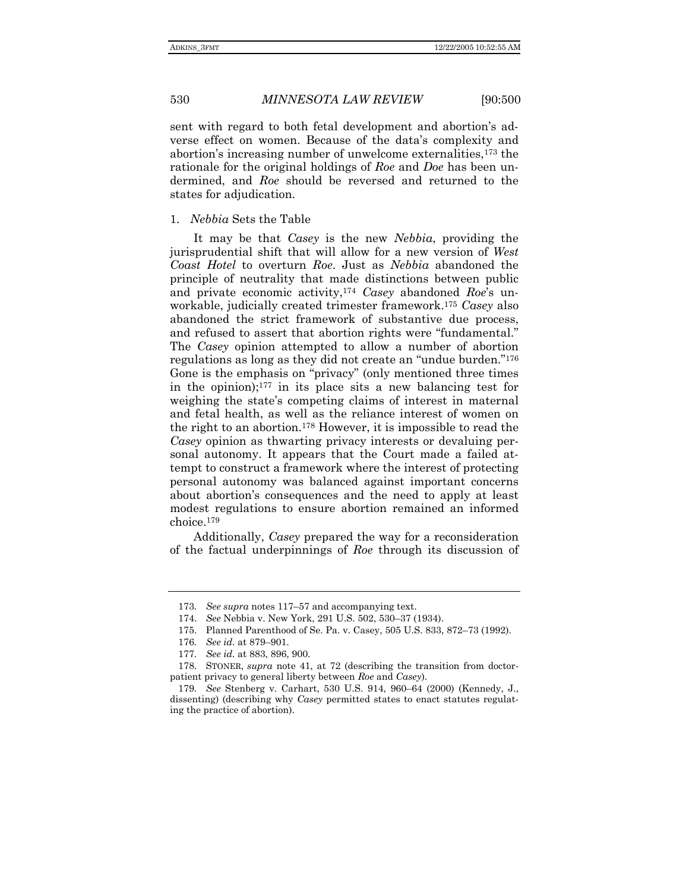sent with regard to both fetal development and abortion's adverse effect on women. Because of the data's complexity and abortion's increasing number of unwelcome externalities,[173] the rationale for the original holdings of *Roe* and *Doe* has been undermined, and *Roe* should be reversed and returned to the states for adjudication.

### 1. *Nebbia* Sets the Table

It may be that *Casey* is the new *Nebbia*, providing the jurisprudential shift that will allow for a new version of *West Coast Hotel* to overturn *Roe*. Just as *Nebbia* abandoned the principle of neutrality that made distinctions between public and private economic activity,[174] *Casey* abandoned *Roe*'s unworkable, judicially created trimester framework.[175] *Casey* also abandoned the strict framework of substantive due process, and refused to assert that abortion rights were "fundamental." The *Casey* opinion attempted to allow a number of abortion regulations as long as they did not create an "undue burden."[176] Gone is the emphasis on "privacy" (only mentioned three times in the opinion);[177] in its place sits a new balancing test for weighing the state's competing claims of interest in maternal and fetal health, as well as the reliance interest of women on the right to an abortion.[178] However, it is impossible to read the *Casey* opinion as thwarting privacy interests or devaluing personal autonomy. It appears that the Court made a failed attempt to construct a framework where the interest of protecting personal autonomy was balanced against important concerns about abortion's consequences and the need to apply at least modest regulations to ensure abortion remained an informed choice.[179]

Additionally, *Casey* prepared the way for a reconsideration of the factual underpinnings of *Roe* through its discussion of

---

173. *See supra* notes 117–57 and accompanying text.

174. *See* Nebbia v. New York, 291 U.S. 502, 530–37 (1934).

175. Planned Parenthood of Se. Pa. v. Casey, 505 U.S. 833, 872–73 (1992).

176. *See id.* at 879–901.

177. *See id.* at 883, 896, 900.

178. STONER, *supra* note 41, at 72 (describing the transition from doctor-patient privacy to general liberty between *Roe* and *Casey*).

179. *See* Stenberg v. Carhart, 530 U.S. 914, 960–64 (2000) (Kennedy, J., dissenting) (describing why *Casey* permitted states to enact statutes regulating the practice of abortion).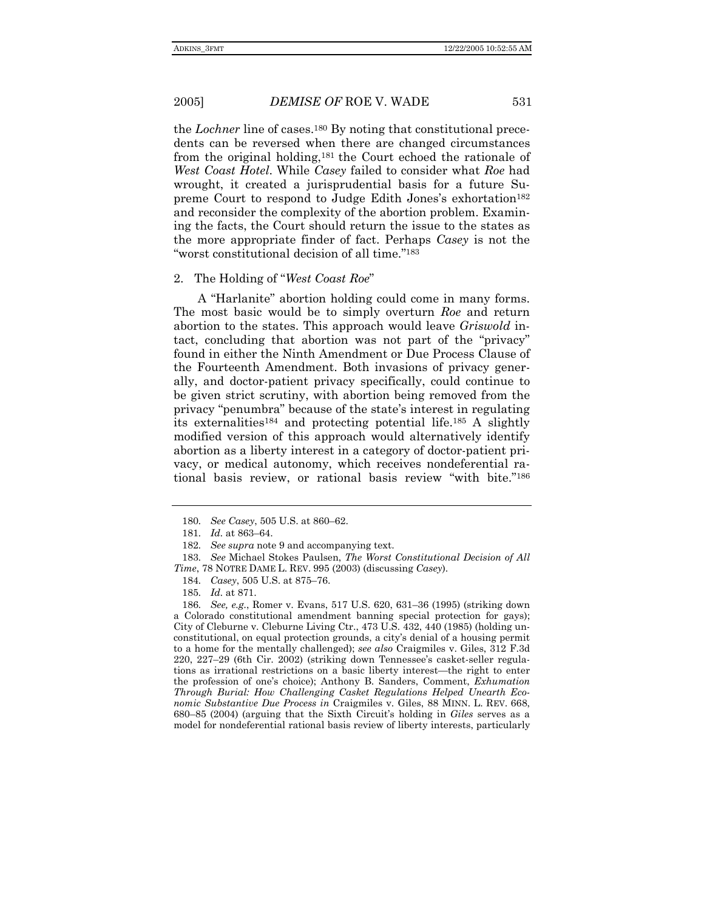the *Lochner* line of cases.[180] By noting that constitutional precedents can be reversed when there are changed circumstances from the original holding,[181] the Court echoed the rationale of *West Coast Hotel*. While *Casey* failed to consider what *Roe* had wrought, it created a jurisprudential basis for a future Supreme Court to respond to Judge Edith Jones's exhortation[182] and reconsider the complexity of the abortion problem. Examining the facts, the Court should return the issue to the states as the more appropriate finder of fact. Perhaps *Casey* is not the "worst constitutional decision of all time."[183]

### 2. The Holding of "*West Coast Roe*"

A "Harlanite" abortion holding could come in many forms. The most basic would be to simply overturn *Roe* and return abortion to the states. This approach would leave *Griswold* intact, concluding that abortion was not part of the "privacy" found in either the Ninth Amendment or Due Process Clause of the Fourteenth Amendment. Both invasions of privacy generally, and doctor-patient privacy specifically, could continue to be given strict scrutiny, with abortion being removed from the privacy "penumbra" because of the state's interest in regulating its externalities[184] and protecting potential life.[185] A slightly modified version of this approach would alternatively identify abortion as a liberty interest in a category of doctor-patient privacy, or medical autonomy, which receives nondeferential rational basis review, or rational basis review "with bite."[186]

---

180. *See Casey*, 505 U.S. at 860–62.

181. *Id.* at 863–64.

182. *See supra* note 9 and accompanying text.

183. *See* Michael Stokes Paulsen, *The Worst Constitutional Decision of All Time*, 78 NOTRE DAME L. REV. 995 (2003) (discussing *Casey*).

184. *Casey*, 505 U.S. at 875–76.

185. *Id.* at 871.

186. *See, e.g.*, Romer v. Evans, 517 U.S. 620, 631–36 (1995) (striking down a Colorado constitutional amendment banning special protection for gays); City of Cleburne v. Cleburne Living Ctr., 473 U.S. 432, 440 (1985) (holding unconstitutional, on equal protection grounds, a city's denial of a housing permit to a home for the mentally challenged); *see also* Craigmiles v. Giles, 312 F.3d 220, 227–29 (6th Cir. 2002) (striking down Tennessee's casket-seller regulations as irrational restrictions on a basic liberty interest—the right to enter the profession of one's choice); Anthony B. Sanders, Comment, *Exhumation Through Burial: How Challenging Casket Regulations Helped Unearth Economic Substantive Due Process in* Craigmiles v. Giles, 88 MINN. L. REV. 668, 680–85 (2004) (arguing that the Sixth Circuit's holding in *Giles* serves as a model for nondeferential rational basis review of liberty interests, particularly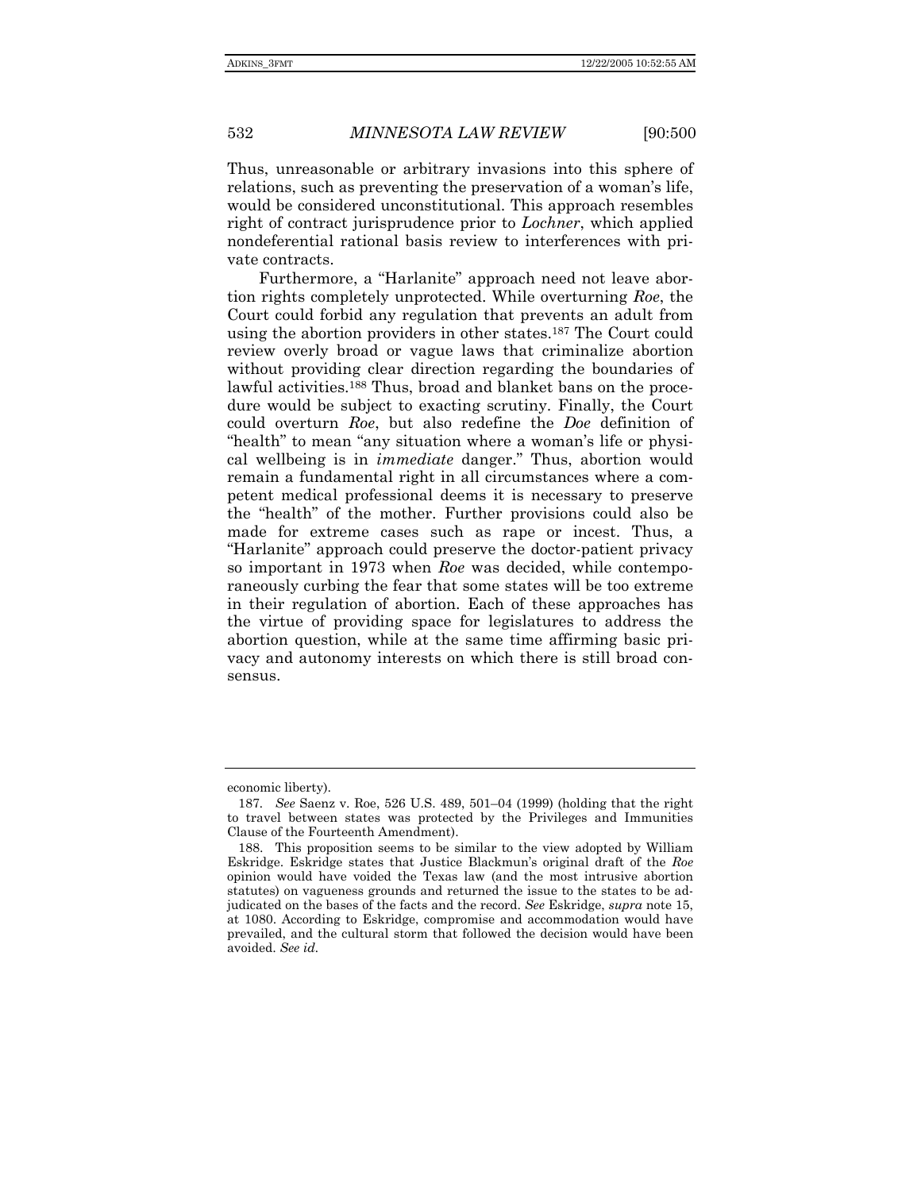Thus, unreasonable or arbitrary invasions into this sphere of relations, such as preventing the preservation of a woman's life, would be considered unconstitutional. This approach resembles right of contract jurisprudence prior to *Lochner*, which applied nondeferential rational basis review to interferences with private contracts.

Furthermore, a "Harlanite" approach need not leave abortion rights completely unprotected. While overturning *Roe*, the Court could forbid any regulation that prevents an adult from using the abortion providers in other states.[187] The Court could review overly broad or vague laws that criminalize abortion without providing clear direction regarding the boundaries of lawful activities.[188] Thus, broad and blanket bans on the procedure would be subject to exacting scrutiny. Finally, the Court could overturn *Roe*, but also redefine the *Doe* definition of "health" to mean "any situation where a woman's life or physical wellbeing is in *immediate* danger." Thus, abortion would remain a fundamental right in all circumstances where a competent medical professional deems it is necessary to preserve the "health" of the mother. Further provisions could also be made for extreme cases such as rape or incest. Thus, a "Harlanite" approach could preserve the doctor-patient privacy so important in 1973 when *Roe* was decided, while contemporaneously curbing the fear that some states will be too extreme in their regulation of abortion. Each of these approaches has the virtue of providing space for legislatures to address the abortion question, while at the same time affirming basic privacy and autonomy interests on which there is still broad consensus.

---

economic liberty).

187. *See* Saenz v. Roe, 526 U.S. 489, 501–04 (1999) (holding that the right to travel between states was protected by the Privileges and Immunities Clause of the Fourteenth Amendment).

188. This proposition seems to be similar to the view adopted by William Eskridge. Eskridge states that Justice Blackmun's original draft of the *Roe* opinion would have voided the Texas law (and the most intrusive abortion statutes) on vagueness grounds and returned the issue to the states to be adjudicated on the bases of the facts and the record. *See* Eskridge, *supra* note 15, at 1080. According to Eskridge, compromise and accommodation would have prevailed, and the cultural storm that followed the decision would have been avoided. *See id.*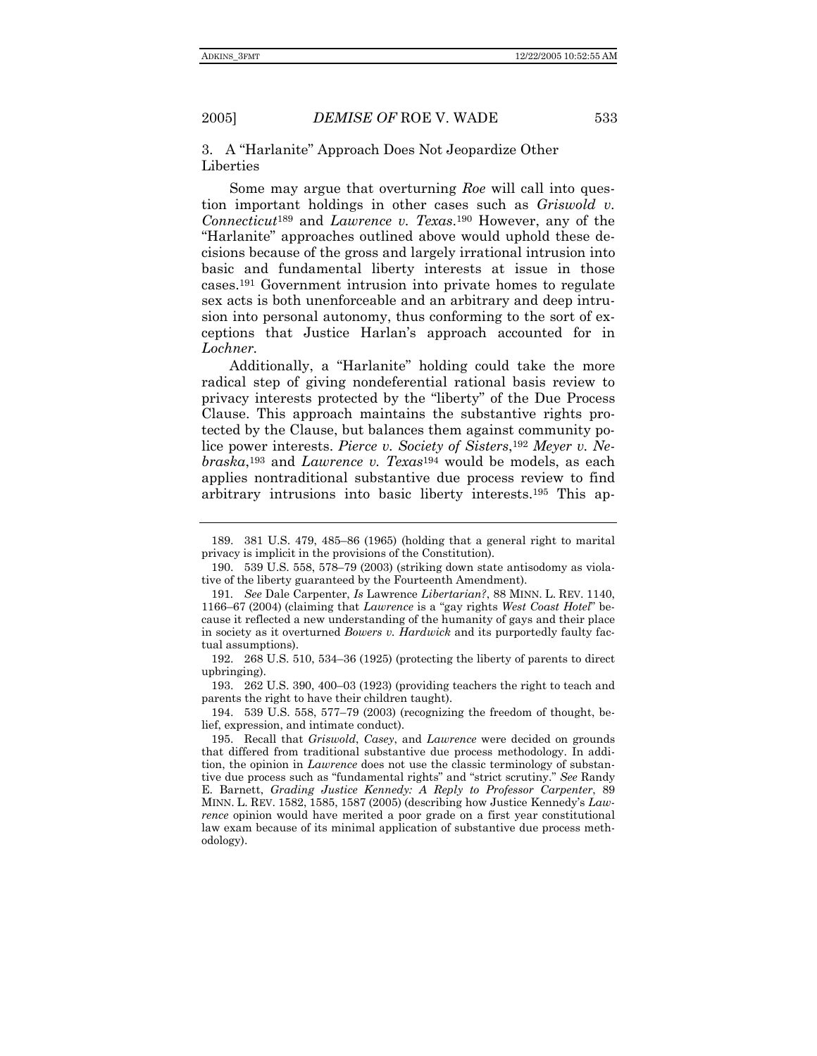### 3. A "Harlanite" Approach Does Not Jeopardize Other Liberties

Some may argue that overturning *Roe* will call into question important holdings in other cases such as *Griswold v. Connecticut*[189] and *Lawrence v. Texas*.[190] However, any of the "Harlanite" approaches outlined above would uphold these decisions because of the gross and largely irrational intrusion into basic and fundamental liberty interests at issue in those cases.[191] Government intrusion into private homes to regulate sex acts is both unenforceable and an arbitrary and deep intrusion into personal autonomy, thus conforming to the sort of exceptions that Justice Harlan's approach accounted for in *Lochner*.

Additionally, a "Harlanite" holding could take the more radical step of giving nondeferential rational basis review to privacy interests protected by the "liberty" of the Due Process Clause. This approach maintains the substantive rights protected by the Clause, but balances them against community police power interests. *Pierce v. Society of Sisters*,[192] *Meyer v. Nebraska*,[193] and *Lawrence v. Texas*[194] would be models, as each applies nontraditional substantive due process review to find arbitrary intrusions into basic liberty interests.[195] This ap-

---

189. 381 U.S. 479, 485–86 (1965) (holding that a general right to marital privacy is implicit in the provisions of the Constitution).

190. 539 U.S. 558, 578–79 (2003) (striking down state antisodomy as violative of the liberty guaranteed by the Fourteenth Amendment).

191. *See* Dale Carpenter, *Is* Lawrence *Libertarian?*, 88 MINN. L. REV. 1140, 1166–67 (2004) (claiming that *Lawrence* is a "gay rights *West Coast Hotel*" because it reflected a new understanding of the humanity of gays and their place in society as it overturned *Bowers v. Hardwick* and its purportedly faulty factual assumptions).

192. 268 U.S. 510, 534–36 (1925) (protecting the liberty of parents to direct upbringing).

193. 262 U.S. 390, 400–03 (1923) (providing teachers the right to teach and parents the right to have their children taught).

194. 539 U.S. 558, 577–79 (2003) (recognizing the freedom of thought, belief, expression, and intimate conduct).

195. Recall that *Griswold*, *Casey*, and *Lawrence* were decided on grounds that differed from traditional substantive due process methodology. In addition, the opinion in *Lawrence* does not use the classic terminology of substantive due process such as "fundamental rights" and "strict scrutiny." *See* Randy E. Barnett, *Grading Justice Kennedy: A Reply to Professor Carpenter*, 89 MINN. L. REV. 1582, 1585, 1587 (2005) (describing how Justice Kennedy's *Lawrence* opinion would have merited a poor grade on a first year constitutional law exam because of its minimal application of substantive due process methodology).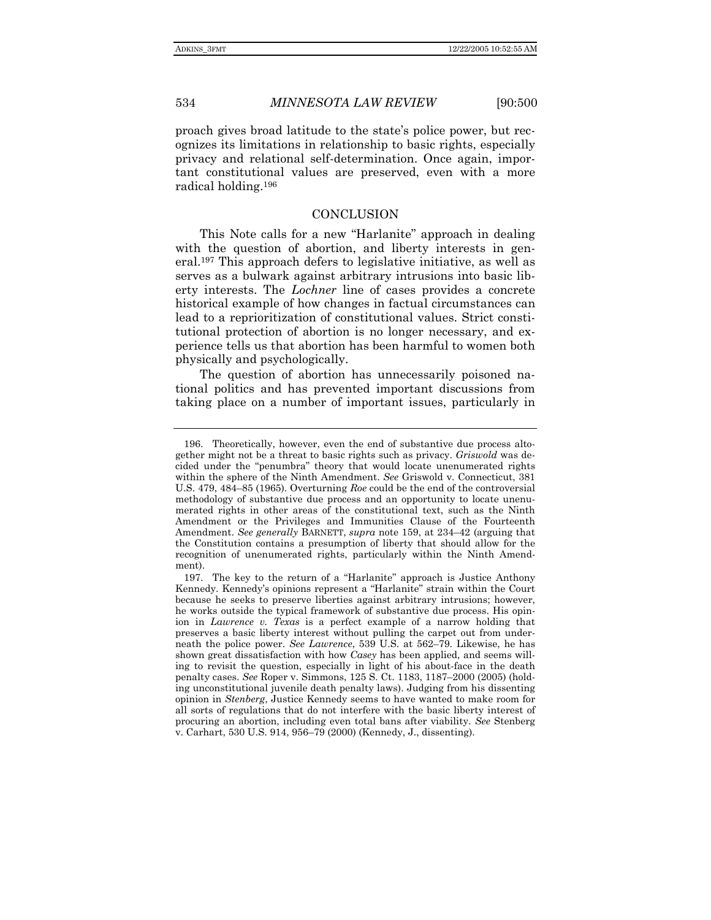proach gives broad latitude to the state's police power, but recognizes its limitations in relationship to basic rights, especially privacy and relational self-determination. Once again, important constitutional values are preserved, even with a more radical holding.[196]

## CONCLUSION

This Note calls for a new "Harlanite" approach in dealing with the question of abortion, and liberty interests in general.[197] This approach defers to legislative initiative, as well as serves as a bulwark against arbitrary intrusions into basic liberty interests. The *Lochner* line of cases provides a concrete historical example of how changes in factual circumstances can lead to a reprioritization of constitutional values. Strict constitutional protection of abortion is no longer necessary, and experience tells us that abortion has been harmful to women both physically and psychologically.

The question of abortion has unnecessarily poisoned national politics and has prevented important discussions from taking place on a number of important issues, particularly in

---

196. Theoretically, however, even the end of substantive due process altogether might not be a threat to basic rights such as privacy. *Griswold* was decided under the "penumbra" theory that would locate unenumerated rights within the sphere of the Ninth Amendment. *See* Griswold v. Connecticut, 381 U.S. 479, 484–85 (1965). Overturning *Roe* could be the end of the controversial methodology of substantive due process and an opportunity to locate unenumerated rights in other areas of the constitutional text, such as the Ninth Amendment or the Privileges and Immunities Clause of the Fourteenth Amendment. *See generally* BARNETT, *supra* note 159, at 234–42 (arguing that the Constitution contains a presumption of liberty that should allow for the recognition of unenumerated rights, particularly within the Ninth Amendment).

197. The key to the return of a "Harlanite" approach is Justice Anthony Kennedy. Kennedy's opinions represent a "Harlanite" strain within the Court because he seeks to preserve liberties against arbitrary intrusions; however, he works outside the typical framework of substantive due process. His opinion in *Lawrence v. Texas* is a perfect example of a narrow holding that preserves a basic liberty interest without pulling the carpet out from underneath the police power. *See Lawrence*, 539 U.S. at 562–79. Likewise, he has shown great dissatisfaction with how *Casey* has been applied, and seems willing to revisit the question, especially in light of his about-face in the death penalty cases. *See* Roper v. Simmons, 125 S. Ct. 1183, 1187–2000 (2005) (holding unconstitutional juvenile death penalty laws). Judging from his dissenting opinion in *Stenberg*, Justice Kennedy seems to have wanted to make room for all sorts of regulations that do not interfere with the basic liberty interest of procuring an abortion, including even total bans after viability. *See* Stenberg v. Carhart, 530 U.S. 914, 956–79 (2000) (Kennedy, J., dissenting).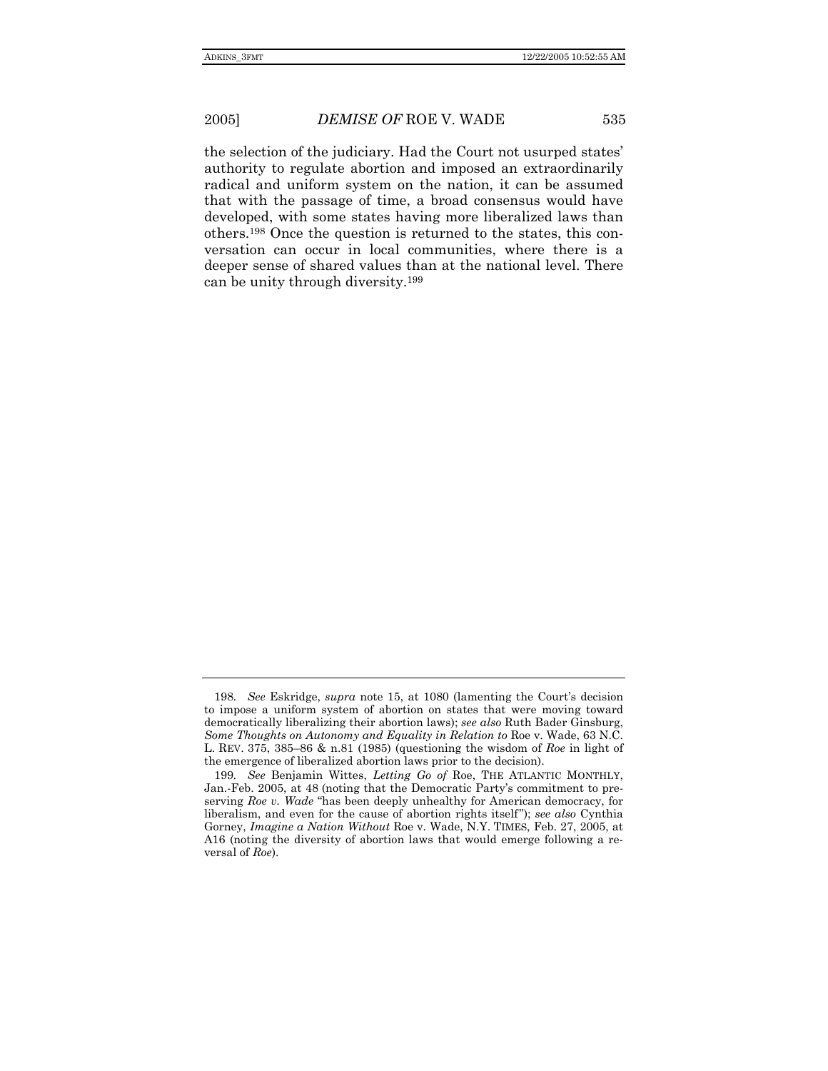the selection of the judiciary. Had the Court not usurped states' authority to regulate abortion and imposed an extraordinarily radical and uniform system on the nation, it can be assumed that with the passage of time, a broad consensus would have developed, with some states having more liberalized laws than others.[198] Once the question is returned to the states, this conversation can occur in local communities, where there is a deeper sense of shared values than at the national level. There can be unity through diversity.[199]

---

198. *See* Eskridge, *supra* note 15, at 1080 (lamenting the Court's decision to impose a uniform system of abortion on states that were moving toward democratically liberalizing their abortion laws); *see also* Ruth Bader Ginsburg, *Some Thoughts on Autonomy and Equality in Relation to* Roe v. Wade, 63 N.C. L. REV. 375, 385–86 & n.81 (1985) (questioning the wisdom of *Roe* in light of the emergence of liberalized abortion laws prior to the decision).

199. *See* Benjamin Wittes, *Letting Go of* Roe, THE ATLANTIC MONTHLY, Jan.-Feb. 2005, at 48 (noting that the Democratic Party's commitment to preserving *Roe v. Wade* "has been deeply unhealthy for American democracy, for liberalism, and even for the cause of abortion rights itself"); *see also* Cynthia Gorney, *Imagine a Nation Without* Roe v. Wade, N.Y. TIMES, Feb. 27, 2005, at A16 (noting the diversity of abortion laws that would emerge following a reversal of *Roe*).